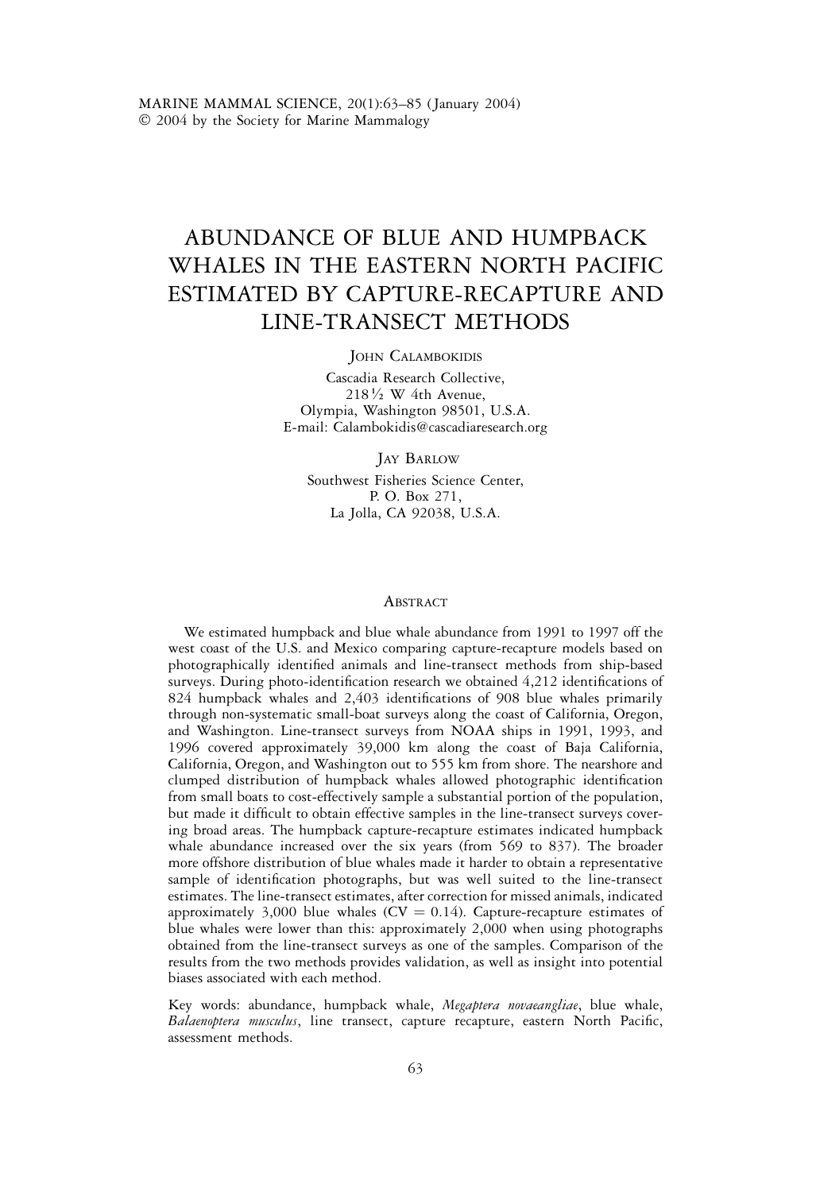# ABUNDANCE OF BLUE AND HUMPBACK WHALES IN THE EASTERN NORTH PACIFIC ESTIMATED BY CAPTURE-RECAPTURE AND LINE-TRANSECT METHODS

JOHN CALAMBOKIDIS
Cascadia Research Collective,
218½ W 4th Avenue,
Olympia, Washington 98501, U.S.A.
E-mail: Calambokidis@cascadiaresearch.org

JAY BARLOW
Southwest Fisheries Science Center,
P. O. Box 271,
La Jolla, CA 92038, U.S.A.

## ABSTRACT

We estimated humpback and blue whale abundance from 1991 to 1997 off the west coast of the U.S. and Mexico comparing capture-recapture models based on photographically identified animals and line-transect methods from ship-based surveys. During photo-identification research we obtained 4,212 identifications of 824 humpback whales and 2,403 identifications of 908 blue whales primarily through non-systematic small-boat surveys along the coast of California, Oregon, and Washington. Line-transect surveys from NOAA ships in 1991, 1993, and 1996 covered approximately 39,000 km along the coast of Baja California, California, Oregon, and Washington out to 555 km from shore. The nearshore and clumped distribution of humpback whales allowed photographic identification from small boats to cost-effectively sample a substantial portion of the population, but made it difficult to obtain effective samples in the line-transect surveys covering broad areas. The humpback capture-recapture estimates indicated humpback whale abundance increased over the six years (from 569 to 837). The broader more offshore distribution of blue whales made it harder to obtain a representative sample of identification photographs, but was well suited to the line-transect estimates. The line-transect estimates, after correction for missed animals, indicated approximately 3,000 blue whales (CV = 0.14). Capture-recapture estimates of blue whales were lower than this: approximately 2,000 when using photographs obtained from the line-transect surveys as one of the samples. Comparison of the results from the two methods provides validation, as well as insight into potential biases associated with each method.

Key words: abundance, humpback whale, *Megaptera novaeangliae*, blue whale, *Balaenoptera musculus*, line transect, capture recapture, eastern North Pacific, assessment methods.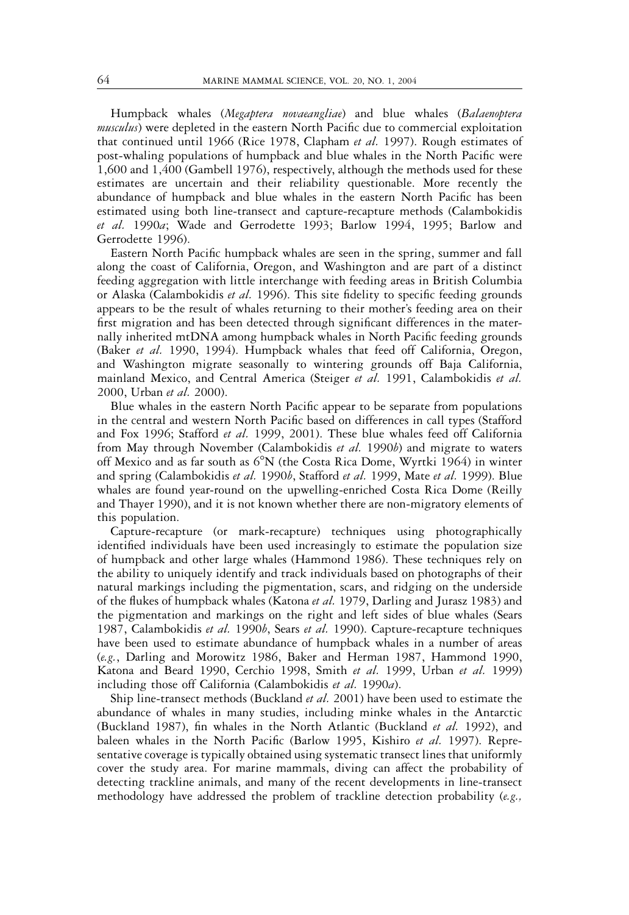Humpback whales (*Megaptera novaeangliae*) and blue whales (*Balaenoptera musculus*) were depleted in the eastern North Pacific due to commercial exploitation that continued until 1966 (Rice 1978, Clapham *et al.* 1997). Rough estimates of post-whaling populations of humpback and blue whales in the North Pacific were 1,600 and 1,400 (Gambell 1976), respectively, although the methods used for these estimates are uncertain and their reliability questionable. More recently the abundance of humpback and blue whales in the eastern North Pacific has been estimated using both line-transect and capture-recapture methods (Calambokidis *et al.* 1990*a*; Wade and Gerrodette 1993; Barlow 1994, 1995; Barlow and Gerrodette 1996).

Eastern North Pacific humpback whales are seen in the spring, summer and fall along the coast of California, Oregon, and Washington and are part of a distinct feeding aggregation with little interchange with feeding areas in British Columbia or Alaska (Calambokidis *et al.* 1996). This site fidelity to specific feeding grounds appears to be the result of whales returning to their mother's feeding area on their first migration and has been detected through significant differences in the maternally inherited mtDNA among humpback whales in North Pacific feeding grounds (Baker *et al.* 1990, 1994). Humpback whales that feed off California, Oregon, and Washington migrate seasonally to wintering grounds off Baja California, mainland Mexico, and Central America (Steiger *et al.* 1991, Calambokidis *et al.* 2000, Urban *et al.* 2000).

Blue whales in the eastern North Pacific appear to be separate from populations in the central and western North Pacific based on differences in call types (Stafford and Fox 1996; Stafford *et al.* 1999, 2001). These blue whales feed off California from May through November (Calambokidis *et al.* 1990*b*) and migrate to waters off Mexico and as far south as 6°N (the Costa Rica Dome, Wyrtki 1964) in winter and spring (Calambokidis *et al.* 1990*b*, Stafford *et al.* 1999, Mate *et al.* 1999). Blue whales are found year-round on the upwelling-enriched Costa Rica Dome (Reilly and Thayer 1990), and it is not known whether there are non-migratory elements of this population.

Capture-recapture (or mark-recapture) techniques using photographically identified individuals have been used increasingly to estimate the population size of humpback and other large whales (Hammond 1986). These techniques rely on the ability to uniquely identify and track individuals based on photographs of their natural markings including the pigmentation, scars, and ridging on the underside of the flukes of humpback whales (Katona *et al.* 1979, Darling and Jurasz 1983) and the pigmentation and markings on the right and left sides of blue whales (Sears 1987, Calambokidis *et al.* 1990*b*, Sears *et al.* 1990). Capture-recapture techniques have been used to estimate abundance of humpback whales in a number of areas (*e.g.*, Darling and Morowitz 1986, Baker and Herman 1987, Hammond 1990, Katona and Beard 1990, Cerchio 1998, Smith *et al.* 1999, Urban *et al.* 1999) including those off California (Calambokidis *et al.* 1990*a*).

Ship line-transect methods (Buckland *et al.* 2001) have been used to estimate the abundance of whales in many studies, including minke whales in the Antarctic (Buckland 1987), fin whales in the North Atlantic (Buckland *et al.* 1992), and baleen whales in the North Pacific (Barlow 1995, Kishiro *et al.* 1997). Representative coverage is typically obtained using systematic transect lines that uniformly cover the study area. For marine mammals, diving can affect the probability of detecting trackline animals, and many of the recent developments in line-transect methodology have addressed the problem of trackline detection probability (*e.g.,*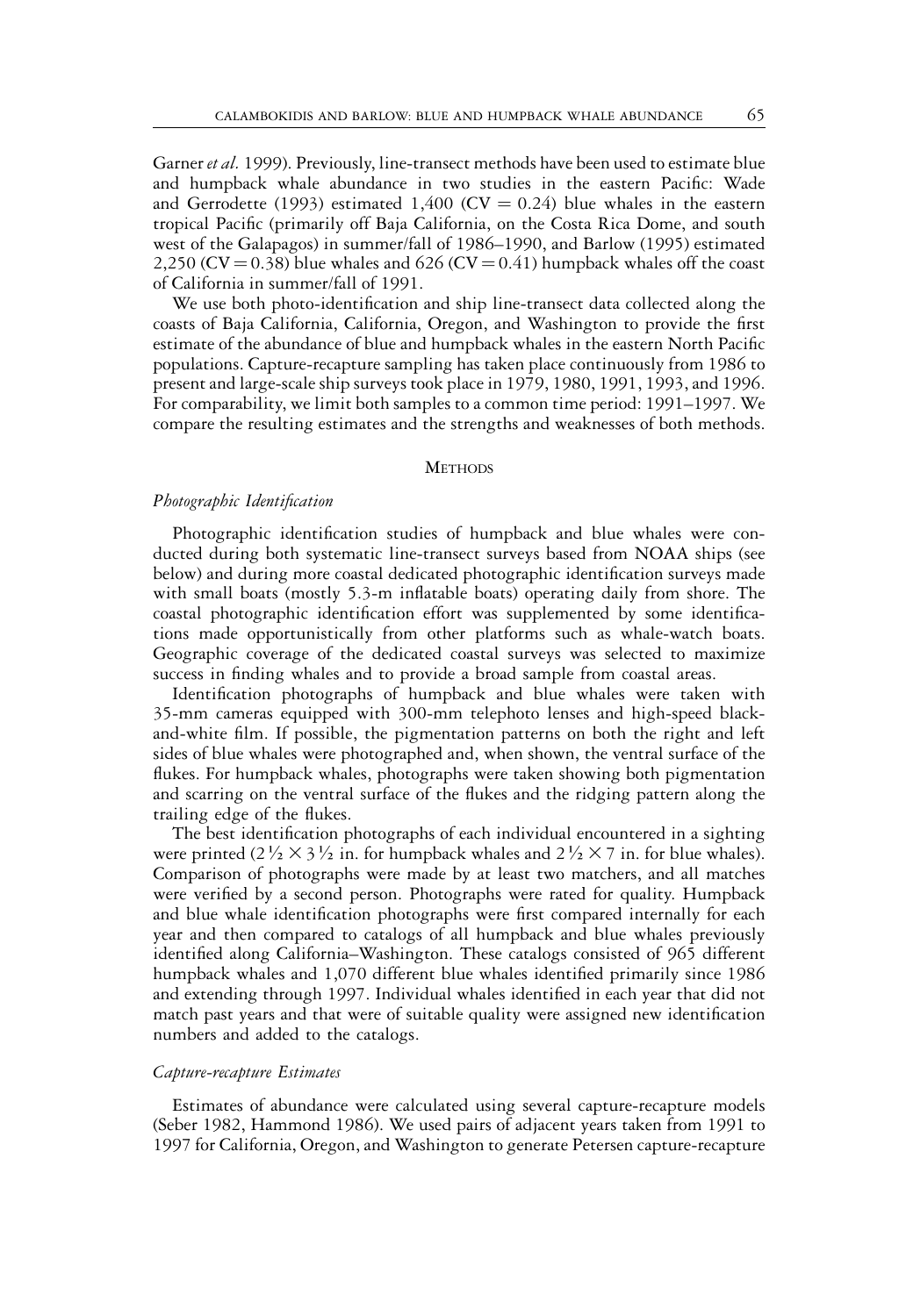Garner *et al.* 1999). Previously, line-transect methods have been used to estimate blue and humpback whale abundance in two studies in the eastern Pacific: Wade and Gerrodette (1993) estimated 1,400 (CV = 0.24) blue whales in the eastern tropical Pacific (primarily off Baja California, on the Costa Rica Dome, and south west of the Galapagos) in summer/fall of 1986–1990, and Barlow (1995) estimated 2,250 (CV = 0.38) blue whales and 626 (CV = 0.41) humpback whales off the coast of California in summer/fall of 1991.

We use both photo-identification and ship line-transect data collected along the coasts of Baja California, California, Oregon, and Washington to provide the first estimate of the abundance of blue and humpback whales in the eastern North Pacific populations. Capture-recapture sampling has taken place continuously from 1986 to present and large-scale ship surveys took place in 1979, 1980, 1991, 1993, and 1996. For comparability, we limit both samples to a common time period: 1991–1997. We compare the resulting estimates and the strengths and weaknesses of both methods.

## METHODS

### *Photographic Identification*

Photographic identification studies of humpback and blue whales were conducted during both systematic line-transect surveys based from NOAA ships (see below) and during more coastal dedicated photographic identification surveys made with small boats (mostly 5.3-m inflatable boats) operating daily from shore. The coastal photographic identification effort was supplemented by some identifications made opportunistically from other platforms such as whale-watch boats. Geographic coverage of the dedicated coastal surveys was selected to maximize success in finding whales and to provide a broad sample from coastal areas.

Identification photographs of humpback and blue whales were taken with 35-mm cameras equipped with 300-mm telephoto lenses and high-speed black-and-white film. If possible, the pigmentation patterns on both the right and left sides of blue whales were photographed and, when shown, the ventral surface of the flukes. For humpback whales, photographs were taken showing both pigmentation and scarring on the ventral surface of the flukes and the ridging pattern along the trailing edge of the flukes.

The best identification photographs of each individual encountered in a sighting were printed ($2\frac{1}{2} \times 3\frac{1}{2}$ in. for humpback whales and $2\frac{1}{2} \times 7$ in. for blue whales). Comparison of photographs were made by at least two matchers, and all matches were verified by a second person. Photographs were rated for quality. Humpback and blue whale identification photographs were first compared internally for each year and then compared to catalogs of all humpback and blue whales previously identified along California–Washington. These catalogs consisted of 965 different humpback whales and 1,070 different blue whales identified primarily since 1986 and extending through 1997. Individual whales identified in each year that did not match past years and that were of suitable quality were assigned new identification numbers and added to the catalogs.

### *Capture-recapture Estimates*

Estimates of abundance were calculated using several capture-recapture models (Seber 1982, Hammond 1986). We used pairs of adjacent years taken from 1991 to 1997 for California, Oregon, and Washington to generate Petersen capture-recapture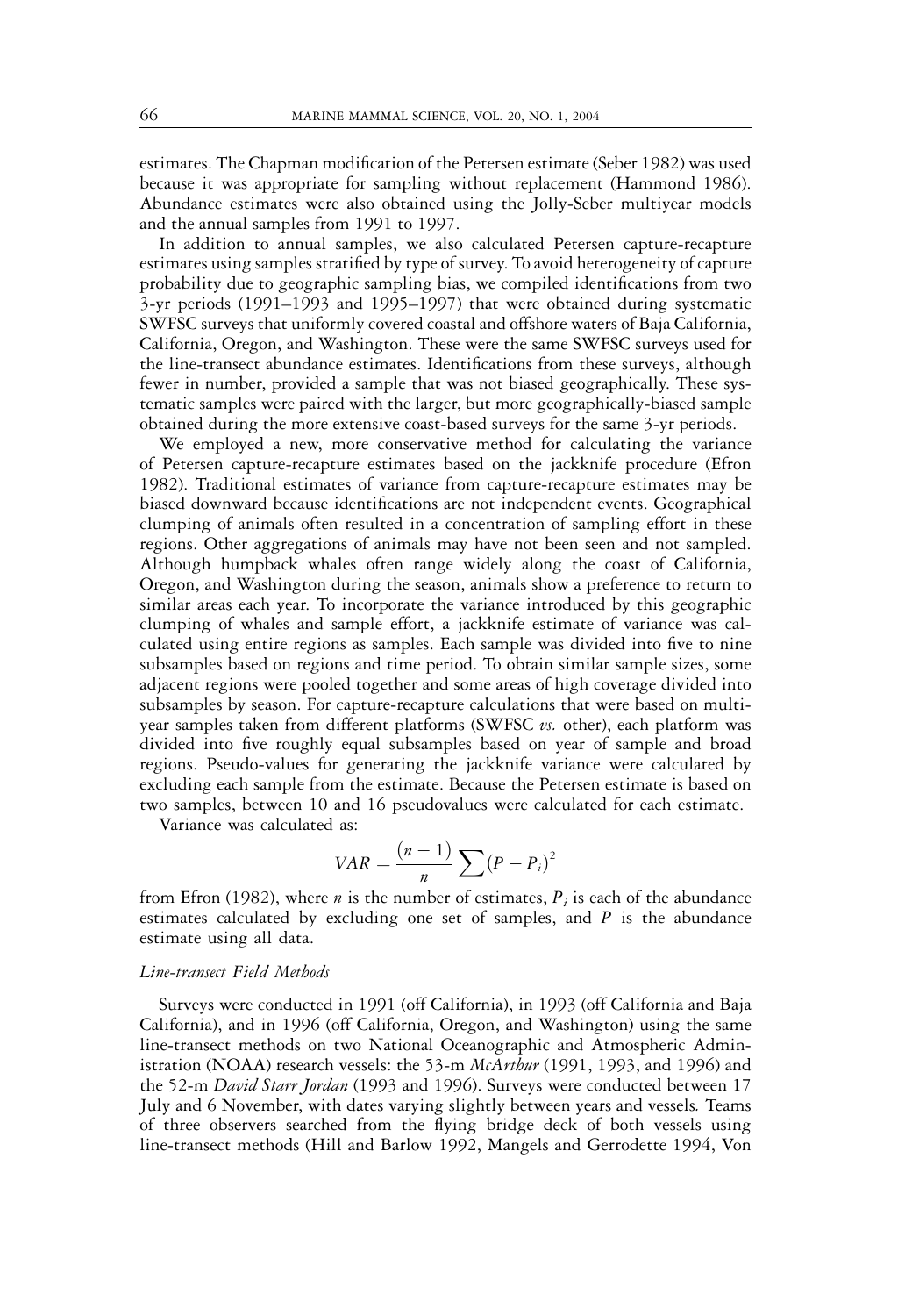estimates. The Chapman modification of the Petersen estimate (Seber 1982) was used because it was appropriate for sampling without replacement (Hammond 1986). Abundance estimates were also obtained using the Jolly-Seber multiyear models and the annual samples from 1991 to 1997.

In addition to annual samples, we also calculated Petersen capture-recapture estimates using samples stratified by type of survey. To avoid heterogeneity of capture probability due to geographic sampling bias, we compiled identifications from two 3-yr periods (1991–1993 and 1995–1997) that were obtained during systematic SWFSC surveys that uniformly covered coastal and offshore waters of Baja California, California, Oregon, and Washington. These were the same SWFSC surveys used for the line-transect abundance estimates. Identifications from these surveys, although fewer in number, provided a sample that was not biased geographically. These systematic samples were paired with the larger, but more geographically-biased sample obtained during the more extensive coast-based surveys for the same 3-yr periods.

We employed a new, more conservative method for calculating the variance of Petersen capture-recapture estimates based on the jackknife procedure (Efron 1982). Traditional estimates of variance from capture-recapture estimates may be biased downward because identifications are not independent events. Geographical clumping of animals often resulted in a concentration of sampling effort in these regions. Other aggregations of animals may have not been seen and not sampled. Although humpback whales often range widely along the coast of California, Oregon, and Washington during the season, animals show a preference to return to similar areas each year. To incorporate the variance introduced by this geographic clumping of whales and sample effort, a jackknife estimate of variance was calculated using entire regions as samples. Each sample was divided into five to nine subsamples based on regions and time period. To obtain similar sample sizes, some adjacent regions were pooled together and some areas of high coverage divided into subsamples by season. For capture-recapture calculations that were based on multiyear samples taken from different platforms (SWFSC *vs.* other), each platform was divided into five roughly equal subsamples based on year of sample and broad regions. Pseudo-values for generating the jackknife variance were calculated by excluding each sample from the estimate. Because the Petersen estimate is based on two samples, between 10 and 16 pseudovalues were calculated for each estimate.

Variance was calculated as:

$$VAR = \frac{(n-1)}{n} \sum (P - P_i)^2$$

from Efron (1982), where $n$ is the number of estimates, $P_i$ is each of the abundance estimates calculated by excluding one set of samples, and $P$ is the abundance estimate using all data.

### *Line-transect Field Methods*

Surveys were conducted in 1991 (off California), in 1993 (off California and Baja California), and in 1996 (off California, Oregon, and Washington) using the same line-transect methods on two National Oceanographic and Atmospheric Administration (NOAA) research vessels: the 53-m *McArthur* (1991, 1993, and 1996) and the 52-m *David Starr Jordan* (1993 and 1996). Surveys were conducted between 17 July and 6 November, with dates varying slightly between years and vessels. Teams of three observers searched from the flying bridge deck of both vessels using line-transect methods (Hill and Barlow 1992, Mangels and Gerrodette 1994, Von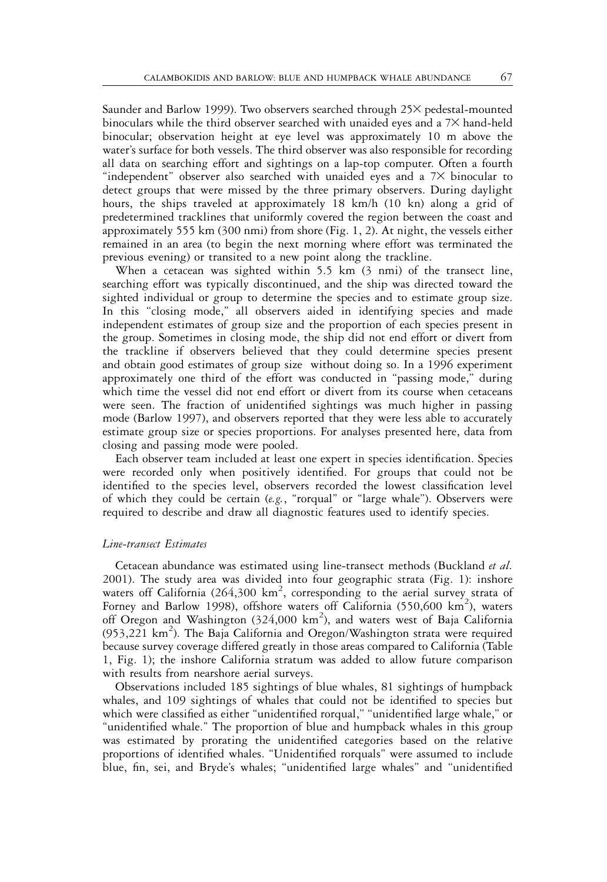Saunder and Barlow 1999). Two observers searched through 25× pedestal-mounted binoculars while the third observer searched with unaided eyes and a 7× hand-held binocular; observation height at eye level was approximately 10 m above the water's surface for both vessels. The third observer was also responsible for recording all data on searching effort and sightings on a lap-top computer. Often a fourth "independent" observer also searched with unaided eyes and a 7× binocular to detect groups that were missed by the three primary observers. During daylight hours, the ships traveled at approximately 18 km/h (10 kn) along a grid of predetermined tracklines that uniformly covered the region between the coast and approximately 555 km (300 nmi) from shore (Fig. 1, 2). At night, the vessels either remained in an area (to begin the next morning where effort was terminated the previous evening) or transited to a new point along the trackline.

When a cetacean was sighted within 5.5 km (3 nmi) of the transect line, searching effort was typically discontinued, and the ship was directed toward the sighted individual or group to determine the species and to estimate group size. In this "closing mode," all observers aided in identifying species and made independent estimates of group size and the proportion of each species present in the group. Sometimes in closing mode, the ship did not end effort or divert from the trackline if observers believed that they could determine species present and obtain good estimates of group size without doing so. In a 1996 experiment approximately one third of the effort was conducted in "passing mode," during which time the vessel did not end effort or divert from its course when cetaceans were seen. The fraction of unidentified sightings was much higher in passing mode (Barlow 1997), and observers reported that they were less able to accurately estimate group size or species proportions. For analyses presented here, data from closing and passing mode were pooled.

Each observer team included at least one expert in species identification. Species were recorded only when positively identified. For groups that could not be identified to the species level, observers recorded the lowest classification level of which they could be certain (*e.g.*, "rorqual" or "large whale"). Observers were required to describe and draw all diagnostic features used to identify species.

### *Line-transect Estimates*

Cetacean abundance was estimated using line-transect methods (Buckland *et al.* 2001). The study area was divided into four geographic strata (Fig. 1): inshore waters off California (264,300 km$^2$, corresponding to the aerial survey strata of Forney and Barlow 1998), offshore waters off California (550,600 km$^2$), waters off Oregon and Washington (324,000 km$^2$), and waters west of Baja California (953,221 km$^2$). The Baja California and Oregon/Washington strata were required because survey coverage differed greatly in those areas compared to California (Table 1, Fig. 1); the inshore California stratum was added to allow future comparison with results from nearshore aerial surveys.

Observations included 185 sightings of blue whales, 81 sightings of humpback whales, and 109 sightings of whales that could not be identified to species but which were classified as either "unidentified rorqual," "unidentified large whale," or "unidentified whale." The proportion of blue and humpback whales in this group was estimated by prorating the unidentified categories based on the relative proportions of identified whales. "Unidentified rorquals" were assumed to include blue, fin, sei, and Bryde's whales; "unidentified large whales" and "unidentified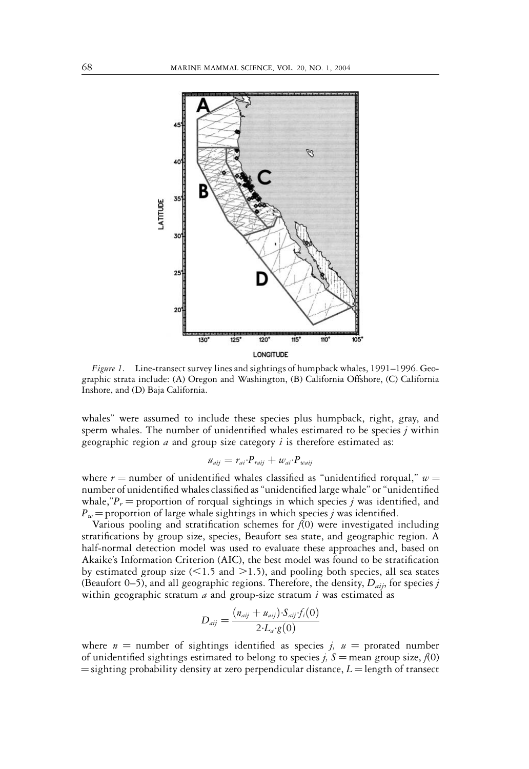*Figure 1.* Line-transect survey lines and sightings of humpback whales, 1991–1996. Geographic strata include: (A) Oregon and Washington, (B) California Offshore, (C) California Inshore, and (D) Baja California.

whales" were assumed to include these species plus humpback, right, gray, and sperm whales. The number of unidentified whales estimated to be species $j$ within geographic region $a$ and group size category $i$ is therefore estimated as:

$$u_{aij} = r_{ai} \cdot P_{raij} + w_{ai} \cdot P_{waij}$$

where $r$ = number of unidentified whales classified as "unidentified rorqual," $w$ = number of unidentified whales classified as "unidentified large whale" or "unidentified whale," $P_r$ = proportion of rorqual sightings in which species $j$ was identified, and $P_w$ = proportion of large whale sightings in which species $j$ was identified.

Various pooling and stratification schemes for $f(0)$ were investigated including stratifications by group size, species, Beaufort sea state, and geographic region. A half-normal detection model was used to evaluate these approaches and, based on Akaike's Information Criterion (AIC), the best model was found to be stratification by estimated group size ($<$1.5 and $>$1.5), and pooling both species, all sea states (Beaufort 0–5), and all geographic regions. Therefore, the density, $D_{aij}$, for species $j$ within geographic stratum $a$ and group-size stratum $i$ was estimated as

$$D_{aij} = \frac{(n_{aij} + u_{aij}) \cdot S_{aij} \cdot f_i(0)}{2 \cdot L_a \cdot g(0)}$$

where $n$ = number of sightings identified as species $j$, $u$ = prorated number of unidentified sightings estimated to belong to species $j$, $S$ = mean group size, $f(0)$ = sighting probability density at zero perpendicular distance, $L$ = length of transect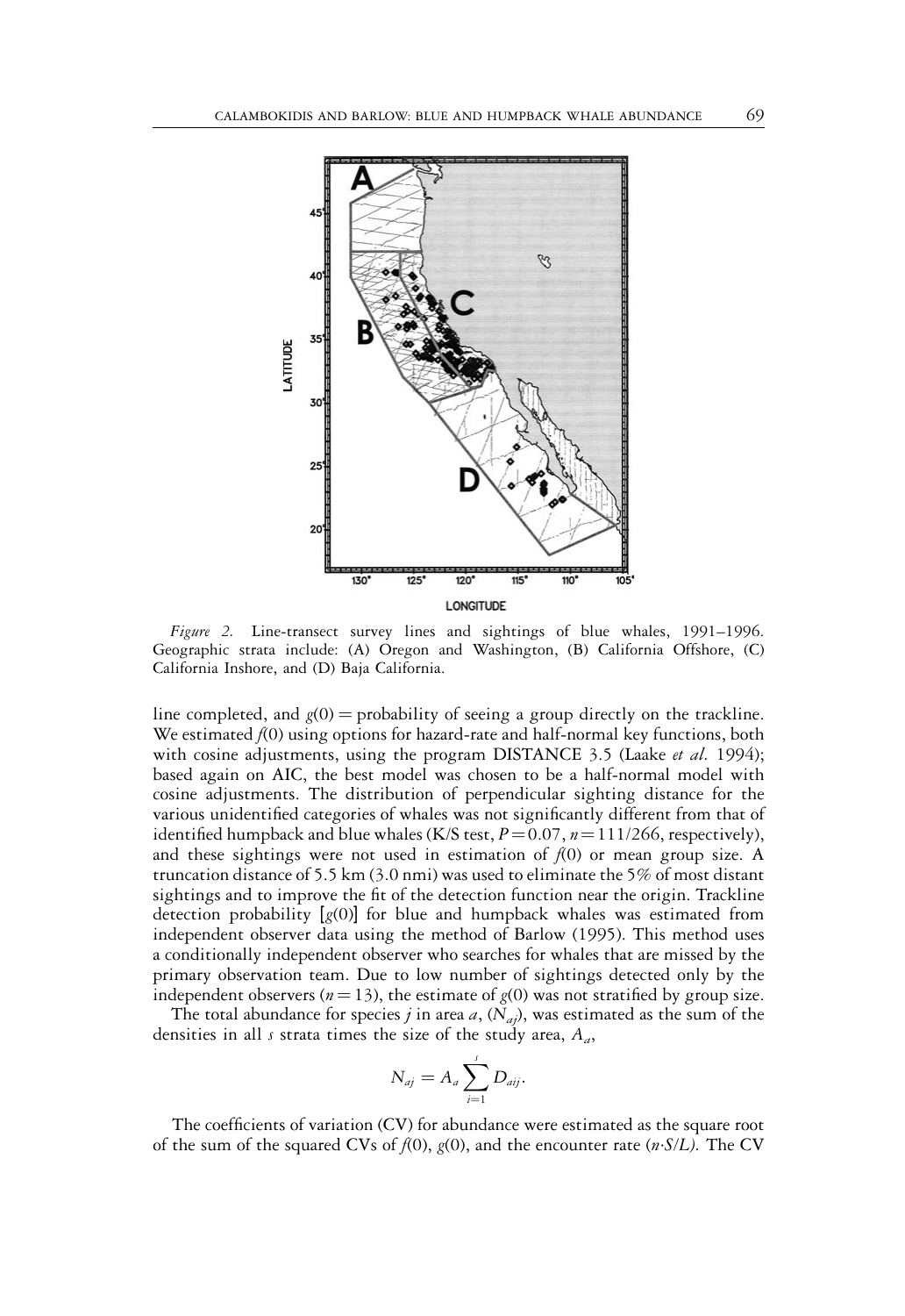*Figure 2.* Line-transect survey lines and sightings of blue whales, 1991–1996. Geographic strata include: (A) Oregon and Washington, (B) California Offshore, (C) California Inshore, and (D) Baja California.

line completed, and $g(0)$ = probability of seeing a group directly on the trackline. We estimated $f(0)$ using options for hazard-rate and half-normal key functions, both with cosine adjustments, using the program DISTANCE 3.5 (Laake *et al.* 1994); based again on AIC, the best model was chosen to be a half-normal model with cosine adjustments. The distribution of perpendicular sighting distance for the various unidentified categories of whales was not significantly different from that of identified humpback and blue whales (K/S test, $P = 0.07$, $n = 111/266$, respectively), and these sightings were not used in estimation of $f(0)$ or mean group size. A truncation distance of 5.5 km (3.0 nmi) was used to eliminate the 5% of most distant sightings and to improve the fit of the detection function near the origin. Trackline detection probability [$g(0)$] for blue and humpback whales was estimated from independent observer data using the method of Barlow (1995). This method uses a conditionally independent observer who searches for whales that are missed by the primary observation team. Due to low number of sightings detected only by the independent observers ($n = 13$), the estimate of $g(0)$ was not stratified by group size.

The total abundance for species $j$ in area $a$, ($N_{aj}$), was estimated as the sum of the densities in all $s$ strata times the size of the study area, $A_a$,

$$N_{aj} = A_a \sum_{i=1}^{s} D_{aij}.$$

The coefficients of variation (CV) for abundance were estimated as the square root of the sum of the squared CVs of $f(0)$, $g(0)$, and the encounter rate ($n \cdot S/L$). The CV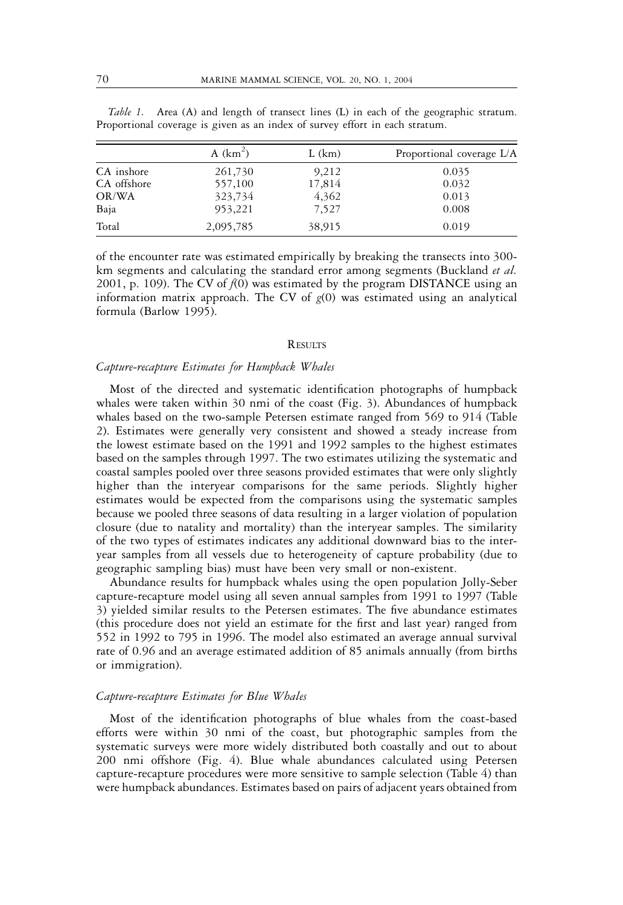*Table 1.* Area (A) and length of transect lines (L) in each of the geographic stratum. Proportional coverage is given as an index of survey effort in each stratum.

| | A (km$^2$) | L (km) | Proportional coverage L/A |
|---|---|---|---|
| CA inshore | 261,730 | 9,212 | 0.035 |
| CA offshore | 557,100 | 17,814 | 0.032 |
| OR/WA | 323,734 | 4,362 | 0.013 |
| Baja | 953,221 | 7,527 | 0.008 |
| Total | 2,095,785 | 38,915 | 0.019 |

of the encounter rate was estimated empirically by breaking the transects into 300-km segments and calculating the standard error among segments (Buckland *et al.* 2001, p. 109). The CV of $f(0)$ was estimated by the program DISTANCE using an information matrix approach. The CV of $g(0)$ was estimated using an analytical formula (Barlow 1995).

## Results

### *Capture-recapture Estimates for Humpback Whales*

Most of the directed and systematic identification photographs of humpback whales were taken within 30 nmi of the coast (Fig. 3). Abundances of humpback whales based on the two-sample Petersen estimate ranged from 569 to 914 (Table 2). Estimates were generally very consistent and showed a steady increase from the lowest estimate based on the 1991 and 1992 samples to the highest estimates based on the samples through 1997. The two estimates utilizing the systematic and coastal samples pooled over three seasons provided estimates that were only slightly higher than the interyear comparisons for the same periods. Slightly higher estimates would be expected from the comparisons using the systematic samples because we pooled three seasons of data resulting in a larger violation of population closure (due to natality and mortality) than the interyear samples. The similarity of the two types of estimates indicates any additional downward bias to the interyear samples from all vessels due to heterogeneity of capture probability (due to geographic sampling bias) must have been very small or non-existent.

Abundance results for humpback whales using the open population Jolly-Seber capture-recapture model using all seven annual samples from 1991 to 1997 (Table 3) yielded similar results to the Petersen estimates. The five abundance estimates (this procedure does not yield an estimate for the first and last year) ranged from 552 in 1992 to 795 in 1996. The model also estimated an average annual survival rate of 0.96 and an average estimated addition of 85 animals annually (from births or immigration).

### *Capture-recapture Estimates for Blue Whales*

Most of the identification photographs of blue whales from the coast-based efforts were within 30 nmi of the coast, but photographic samples from the systematic surveys were more widely distributed both coastally and out to about 200 nmi offshore (Fig. 4). Blue whale abundances calculated using Petersen capture-recapture procedures were more sensitive to sample selection (Table 4) than were humpback abundances. Estimates based on pairs of adjacent years obtained from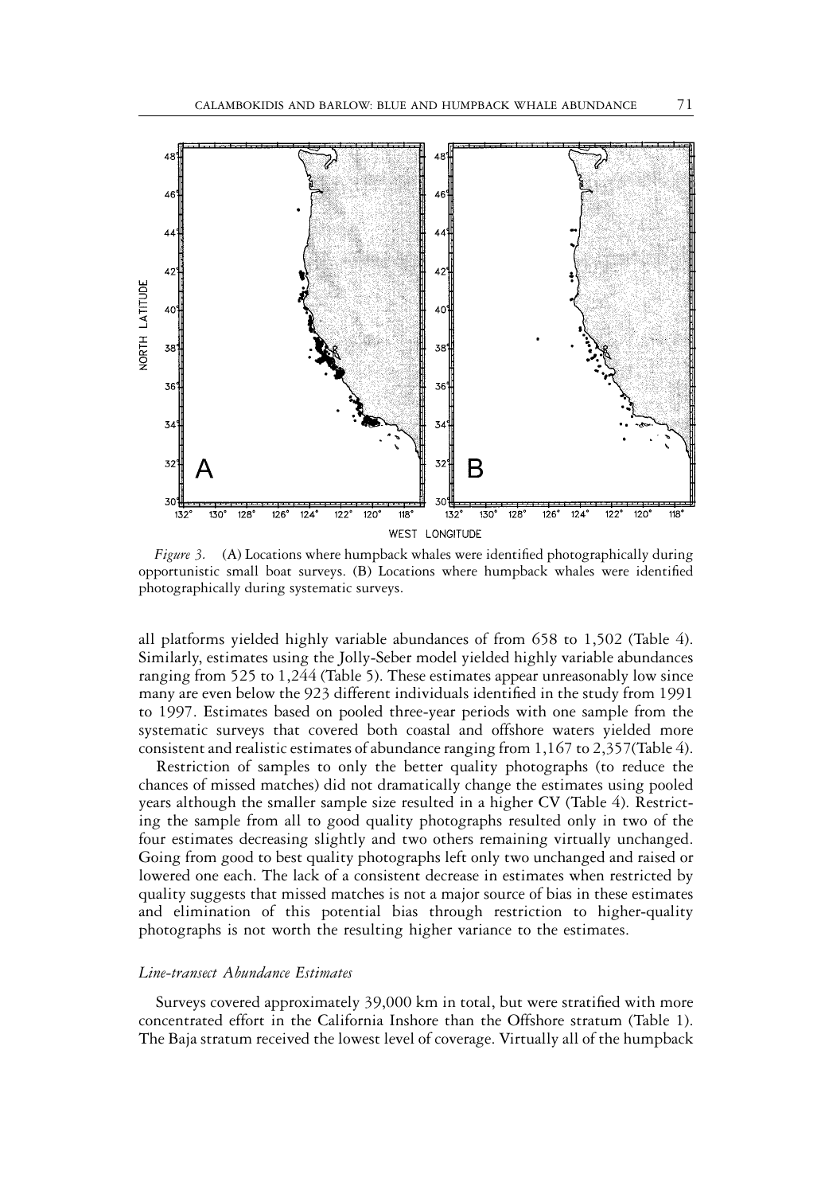*Figure 3.* (A) Locations where humpback whales were identified photographically during opportunistic small boat surveys. (B) Locations where humpback whales were identified photographically during systematic surveys.

all platforms yielded highly variable abundances of from 658 to 1,502 (Table 4). Similarly, estimates using the Jolly-Seber model yielded highly variable abundances ranging from 525 to 1,244 (Table 5). These estimates appear unreasonably low since many are even below the 923 different individuals identified in the study from 1991 to 1997. Estimates based on pooled three-year periods with one sample from the systematic surveys that covered both coastal and offshore waters yielded more consistent and realistic estimates of abundance ranging from 1,167 to 2,357(Table 4).

Restriction of samples to only the better quality photographs (to reduce the chances of missed matches) did not dramatically change the estimates using pooled years although the smaller sample size resulted in a higher CV (Table 4). Restricting the sample from all to good quality photographs resulted only in two of the four estimates decreasing slightly and two others remaining virtually unchanged. Going from good to best quality photographs left only two unchanged and raised or lowered one each. The lack of a consistent decrease in estimates when restricted by quality suggests that missed matches is not a major source of bias in these estimates and elimination of this potential bias through restriction to higher-quality photographs is not worth the resulting higher variance to the estimates.

### *Line-transect Abundance Estimates*

Surveys covered approximately 39,000 km in total, but were stratified with more concentrated effort in the California Inshore than the Offshore stratum (Table 1). The Baja stratum received the lowest level of coverage. Virtually all of the humpback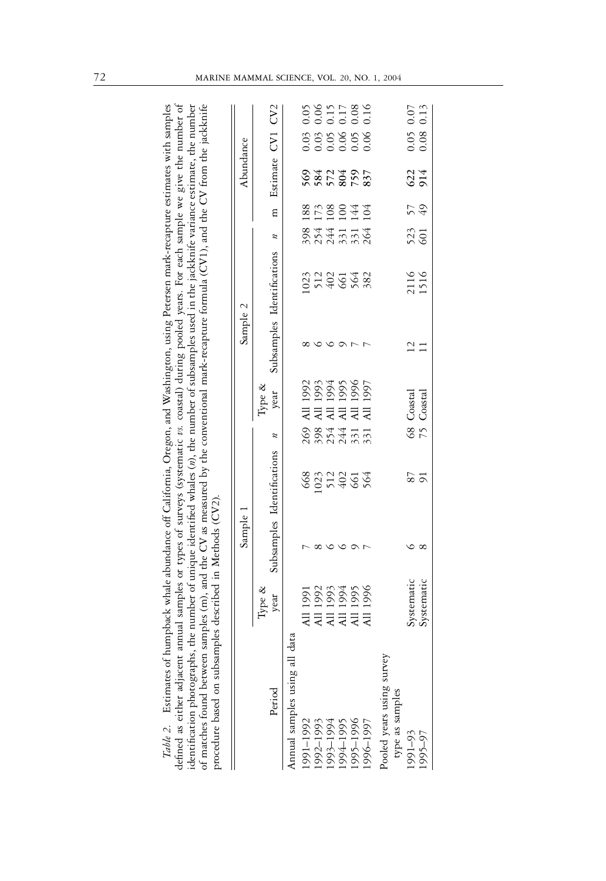*Table 2.* Estimates of humpback whale abundance off California, Oregon, and Washington, using Petersen mark-recapture estimates with samples defined as either adjacent annual samples or types of surveys (systematic *vs.* coastal) during pooled years. For each sample we give the number of identification photographs, the number of unique identified whales (*n*), the number of subsamples used in the jackknife variance estimate, the number of matches found between samples (m), and the CV as measured by the conventional mark-recapture formula (CV1), and the CV from the jackknife procedure based on subsamples described in Methods (CV2).

| Period | Sample 1 | | | | Sample 2 | | | | | Abundance | | |
|---|---|---|---|---|---|---|---|---|---|---|---|---|
| | Type & year | Subsamples | Identifications | *n* | Type & year | Subsamples | Identifications | *n* | m | Estimate | CV1 | CV2 |
| Annual samples using all data | | | | | | | | | | | | |
| 1991–1992 | All 1991 | 7 | 668 | 269 | All 1992 | 8 | 1023 | 398 | 188 | **569** | 0.03 | 0.05 |
| 1992–1993 | All 1992 | 8 | 1023 | 398 | All 1993 | 6 | 512 | 254 | 173 | **584** | 0.03 | 0.06 |
| 1993–1994 | All 1993 | 6 | 512 | 254 | All 1994 | 6 | 402 | 244 | 108 | **572** | 0.05 | 0.15 |
| 1994–1995 | All 1994 | 6 | 402 | 244 | All 1995 | 9 | 661 | 331 | 100 | **804** | 0.06 | 0.17 |
| 1995–1996 | All 1995 | 9 | 661 | 331 | All 1996 | 7 | 564 | 331 | 144 | **759** | 0.05 | 0.08 |
| 1996–1997 | All 1996 | 7 | 564 | 331 | All 1997 | 7 | 382 | 264 | 104 | **837** | 0.06 | 0.16 |
| Pooled years using survey type as samples | | | | | | | | | | | | |
| 1991–93 | Systematic | 6 | 87 | 68 | Coastal | 12 | 2116 | 523 | 57 | **622** | 0.05 | 0.07 |
| 1995–97 | Systematic | 8 | 91 | 75 | Coastal | 11 | 1516 | 601 | 49 | **914** | 0.08 | 0.13 |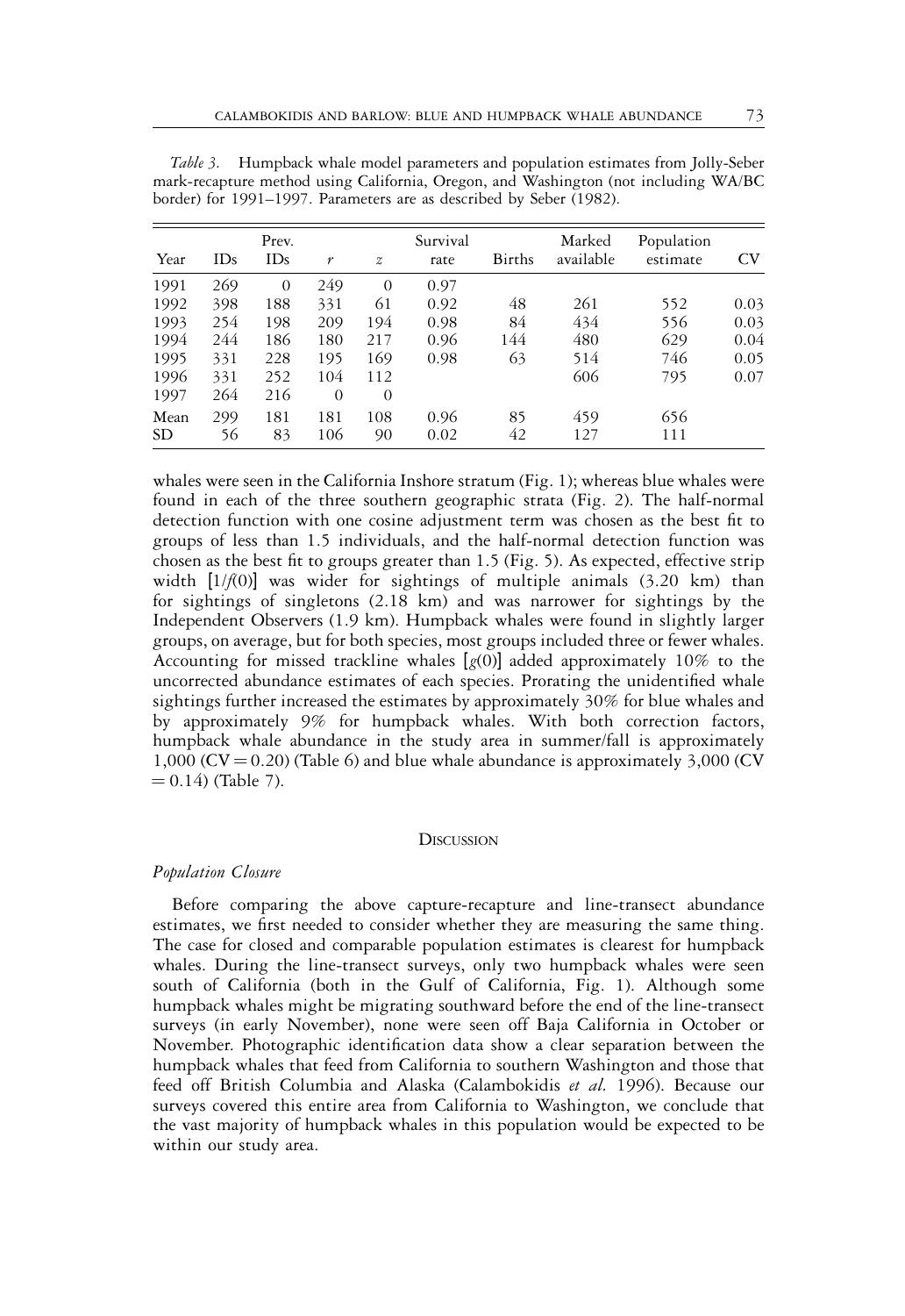*Table 3.* Humpback whale model parameters and population estimates from Jolly-Seber mark-recapture method using California, Oregon, and Washington (not including WA/BC border) for 1991–1997. Parameters are as described by Seber (1982).

| Year | IDs | Prev. IDs | $r$ | $z$ | Survival rate | Births | Marked available | Population estimate | CV |
|---|---|---|---|---|---|---|---|---|---|
| 1991 | 269 | 0 | 249 | 0 | 0.97 | | | | |
| 1992 | 398 | 188 | 331 | 61 | 0.92 | 48 | 261 | 552 | 0.03 |
| 1993 | 254 | 198 | 209 | 194 | 0.98 | 84 | 434 | 556 | 0.03 |
| 1994 | 244 | 186 | 180 | 217 | 0.96 | 144 | 480 | 629 | 0.04 |
| 1995 | 331 | 228 | 195 | 169 | 0.98 | 63 | 514 | 746 | 0.05 |
| 1996 | 331 | 252 | 104 | 112 | | | 606 | 795 | 0.07 |
| 1997 | 264 | 216 | 0 | 0 | | | | | |
| Mean | 299 | 181 | 181 | 108 | 0.96 | 85 | 459 | 656 | |
| SD | 56 | 83 | 106 | 90 | 0.02 | 42 | 127 | 111 | |

whales were seen in the California Inshore stratum (Fig. 1); whereas blue whales were found in each of the three southern geographic strata (Fig. 2). The half-normal detection function with one cosine adjustment term was chosen as the best fit to groups of less than 1.5 individuals, and the half-normal detection function was chosen as the best fit to groups greater than 1.5 (Fig. 5). As expected, effective strip width $[1/f(0)]$ was wider for sightings of multiple animals (3.20 km) than for sightings of singletons (2.18 km) and was narrower for sightings by the Independent Observers (1.9 km). Humpback whales were found in slightly larger groups, on average, but for both species, most groups included three or fewer whales. Accounting for missed trackline whales $[g(0)]$ added approximately 10% to the uncorrected abundance estimates of each species. Prorating the unidentified whale sightings further increased the estimates by approximately 30% for blue whales and by approximately 9% for humpback whales. With both correction factors, humpback whale abundance in the study area in summer/fall is approximately 1,000 (CV = 0.20) (Table 6) and blue whale abundance is approximately 3,000 (CV = 0.14) (Table 7).

## Discussion

### *Population Closure*

Before comparing the above capture-recapture and line-transect abundance estimates, we first needed to consider whether they are measuring the same thing. The case for closed and comparable population estimates is clearest for humpback whales. During the line-transect surveys, only two humpback whales were seen south of California (both in the Gulf of California, Fig. 1). Although some humpback whales might be migrating southward before the end of the line-transect surveys (in early November), none were seen off Baja California in October or November. Photographic identification data show a clear separation between the humpback whales that feed from California to southern Washington and those that feed off British Columbia and Alaska (Calambokidis *et al.* 1996). Because our surveys covered this entire area from California to Washington, we conclude that the vast majority of humpback whales in this population would be expected to be within our study area.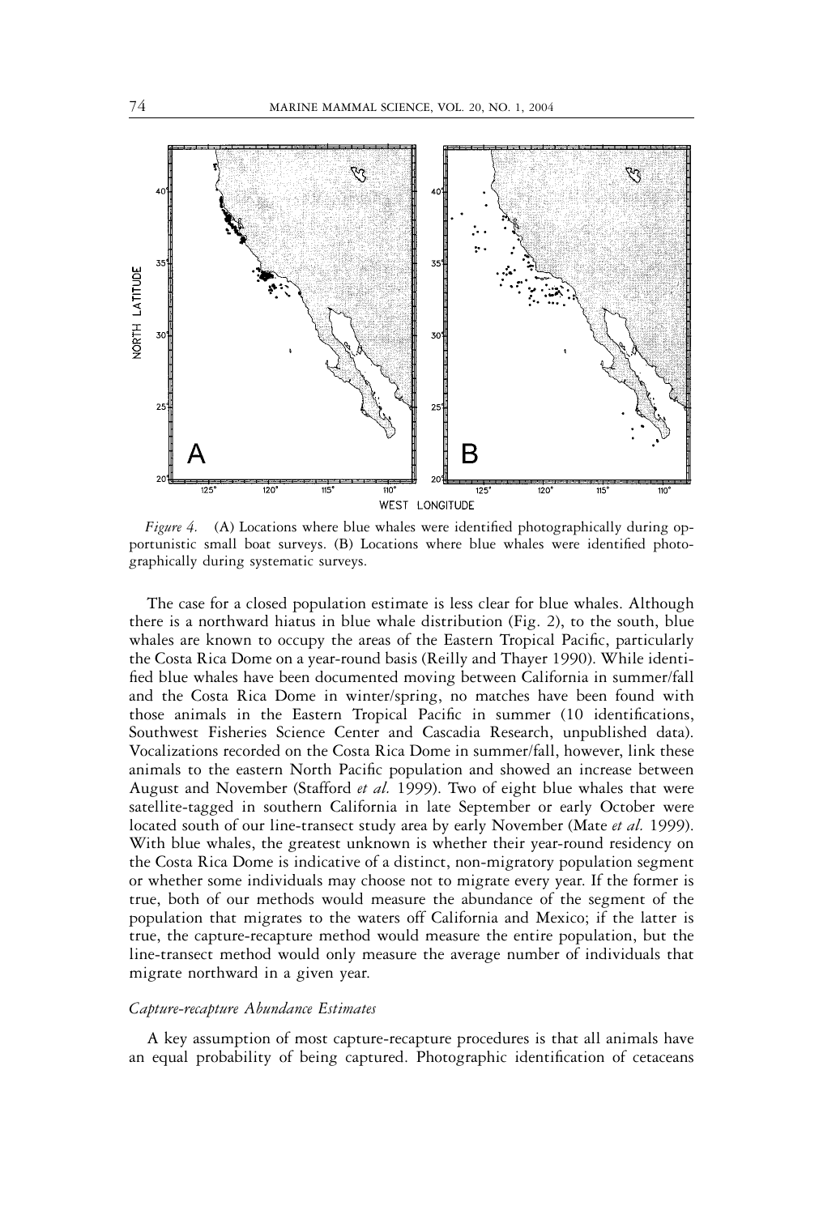*Figure 4.* (A) Locations where blue whales were identified photographically during opportunistic small boat surveys. (B) Locations where blue whales were identified photographically during systematic surveys.

The case for a closed population estimate is less clear for blue whales. Although there is a northward hiatus in blue whale distribution (Fig. 2), to the south, blue whales are known to occupy the areas of the Eastern Tropical Pacific, particularly the Costa Rica Dome on a year-round basis (Reilly and Thayer 1990). While identified blue whales have been documented moving between California in summer/fall and the Costa Rica Dome in winter/spring, no matches have been found with those animals in the Eastern Tropical Pacific in summer (10 identifications, Southwest Fisheries Science Center and Cascadia Research, unpublished data). Vocalizations recorded on the Costa Rica Dome in summer/fall, however, link these animals to the eastern North Pacific population and showed an increase between August and November (Stafford *et al.* 1999). Two of eight blue whales that were satellite-tagged in southern California in late September or early October were located south of our line-transect study area by early November (Mate *et al.* 1999). With blue whales, the greatest unknown is whether their year-round residency on the Costa Rica Dome is indicative of a distinct, non-migratory population segment or whether some individuals may choose not to migrate every year. If the former is true, both of our methods would measure the abundance of the segment of the population that migrates to the waters off California and Mexico; if the latter is true, the capture-recapture method would measure the entire population, but the line-transect method would only measure the average number of individuals that migrate northward in a given year.

### *Capture-recapture Abundance Estimates*

A key assumption of most capture-recapture procedures is that all animals have an equal probability of being captured. Photographic identification of cetaceans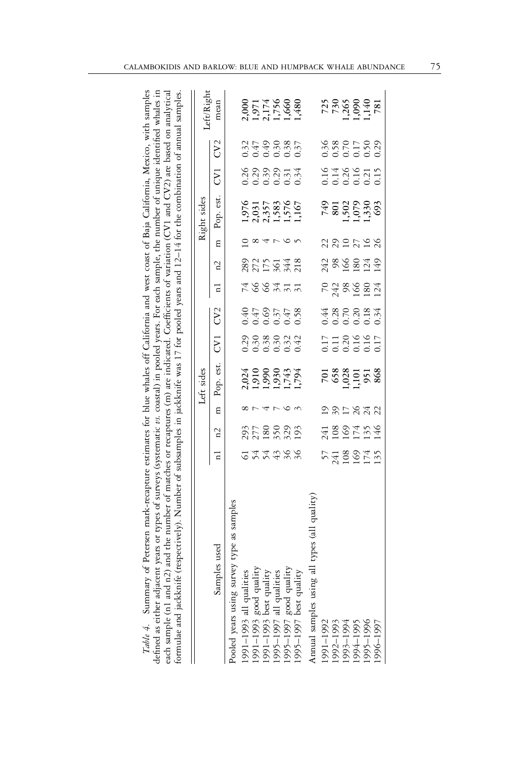*Table 4.* Summary of Petersen mark-recapture estimates for blue whales off California and west coast of Baja California, Mexico, with samples defined as either adjacent years or types of surveys (systematic *vs.* coastal) in pooled years. For each sample, the number of unique identified whales in each sample (n1 and n2) and the number of matches or recaptures (m) are indicated. Coefficients of variation (CV1 and CV2) are based on analytical formulae and jackknife (respectively). Number of subsamples in jackknife was 17 for pooled years and 12–14 for the combination of annual samples.

| Samples used | Left sides | | | | | | Right sides | | | | | | Left/Right |
|---|---|---|---|---|---|---|---|---|---|---|---|---|---|
| | n1 | n2 | m | Pop. est. | CV1 | CV2 | n1 | n2 | m | Pop. est. | CV1 | CV2 | mean |
| Pooled years using survey type as samples | | | | | | | | | | | | | |
| 1991–1993 all qualities | 61 | 293 | 8 | 2,024 | 0.29 | 0.40 | 74 | 289 | 10 | 1,976 | 0.26 | 0.32 | 2,000 |
| 1991–1993 good quality | 54 | 277 | 7 | 1,910 | 0.30 | 0.47 | 66 | 272 | 8 | 2,031 | 0.29 | 0.47 | 1,971 |
| 1991–1993 best quality | 54 | 180 | 4 | 1,990 | 0.38 | 0.69 | 66 | 175 | 4 | 2,357 | 0.39 | 0.49 | 2,174 |
| 1995–1997 all qualities | 43 | 350 | 7 | 1,930 | 0.30 | 0.37 | 34 | 361 | 7 | 1,583 | 0.29 | 0.30 | 1,756 |
| 1995–1997 good quality | 36 | 329 | 6 | 1,743 | 0.32 | 0.47 | 31 | 344 | 6 | 1,576 | 0.31 | 0.38 | 1,660 |
| 1995–1997 best quality | 36 | 193 | 3 | 1,794 | 0.42 | 0.58 | 31 | 218 | 5 | 1,167 | 0.34 | 0.37 | 1,480 |
| Annual samples using all types (all quality) | | | | | | | | | | | | | |
| 1991–1992 | 57 | 241 | 19 | 701 | 0.17 | 0.44 | 70 | 242 | 22 | 749 | 0.16 | 0.36 | 725 |
| 1992–1993 | 241 | 108 | 39 | 658 | 0.11 | 0.28 | 242 | 98 | 29 | 801 | 0.14 | 0.58 | 730 |
| 1993–1994 | 108 | 169 | 17 | 1,028 | 0.20 | 0.70 | 98 | 166 | 10 | 1,502 | 0.26 | 0.70 | 1,265 |
| 1994–1995 | 169 | 174 | 26 | 1,101 | 0.16 | 0.20 | 166 | 180 | 27 | 1,079 | 0.16 | 0.17 | 1,090 |
| 1995–1996 | 174 | 135 | 24 | 951 | 0.16 | 0.18 | 180 | 124 | 16 | 1,330 | 0.21 | 0.50 | 1,140 |
| 1996–1997 | 135 | 146 | 22 | 868 | 0.17 | 0.34 | 124 | 149 | 26 | 693 | 0.15 | 0.29 | 781 |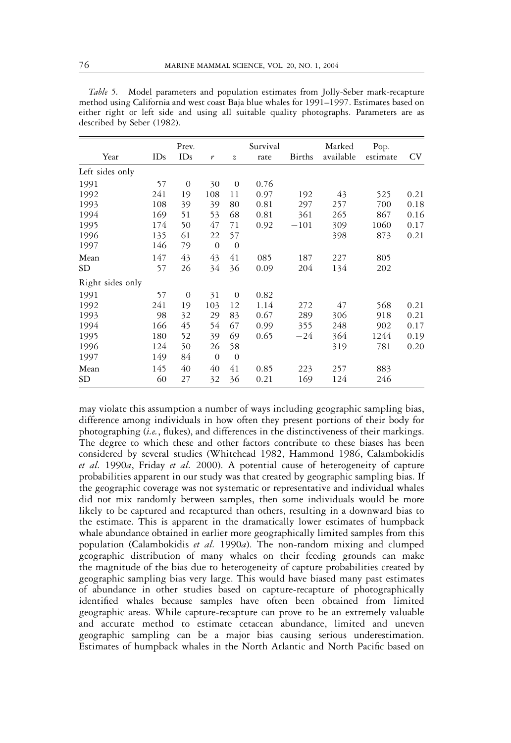*Table 5.* Model parameters and population estimates from Jolly-Seber mark-recapture method using California and west coast Baja blue whales for 1991–1997. Estimates based on either right or left side and using all suitable quality photographs. Parameters are as described by Seber (1982).

| Year | IDs | Prev. IDs | $r$ | $z$ | Survival rate | Births | Marked available | Pop. estimate | CV |
|---|---|---|---|---|---|---|---|---|---|
| Left sides only | | | | | | | | | |
| 1991 | 57 | 0 | 30 | 0 | 0.76 | | | | |
| 1992 | 241 | 19 | 108 | 11 | 0.97 | 192 | 43 | 525 | 0.21 |
| 1993 | 108 | 39 | 39 | 80 | 0.81 | 297 | 257 | 700 | 0.18 |
| 1994 | 169 | 51 | 53 | 68 | 0.81 | 361 | 265 | 867 | 0.16 |
| 1995 | 174 | 50 | 47 | 71 | 0.92 | −101 | 309 | 1060 | 0.17 |
| 1996 | 135 | 61 | 22 | 57 | | | 398 | 873 | 0.21 |
| 1997 | 146 | 79 | 0 | 0 | | | | | |
| Mean | 147 | 43 | 43 | 41 | 085 | 187 | 227 | 805 | |
| SD | 57 | 26 | 34 | 36 | 0.09 | 204 | 134 | 202 | |
| Right sides only | | | | | | | | | |
| 1991 | 57 | 0 | 31 | 0 | 0.82 | | | | |
| 1992 | 241 | 19 | 103 | 12 | 1.14 | 272 | 47 | 568 | 0.21 |
| 1993 | 98 | 32 | 29 | 83 | 0.67 | 289 | 306 | 918 | 0.21 |
| 1994 | 166 | 45 | 54 | 67 | 0.99 | 355 | 248 | 902 | 0.17 |
| 1995 | 180 | 52 | 39 | 69 | 0.65 | −24 | 364 | 1244 | 0.19 |
| 1996 | 124 | 50 | 26 | 58 | | | 319 | 781 | 0.20 |
| 1997 | 149 | 84 | 0 | 0 | | | | | |
| Mean | 145 | 40 | 40 | 41 | 0.85 | 223 | 257 | 883 | |
| SD | 60 | 27 | 32 | 36 | 0.21 | 169 | 124 | 246 | |

may violate this assumption a number of ways including geographic sampling bias, difference among individuals in how often they present portions of their body for photographing (*i.e.*, flukes), and differences in the distinctiveness of their markings. The degree to which these and other factors contribute to these biases has been considered by several studies (Whitehead 1982, Hammond 1986, Calambokidis *et al.* 1990*a*, Friday *et al.* 2000). A potential cause of heterogeneity of capture probabilities apparent in our study was that created by geographic sampling bias. If the geographic coverage was not systematic or representative and individual whales did not mix randomly between samples, then some individuals would be more likely to be captured and recaptured than others, resulting in a downward bias to the estimate. This is apparent in the dramatically lower estimates of humpback whale abundance obtained in earlier more geographically limited samples from this population (Calambokidis *et al.* 1990*a*). The non-random mixing and clumped geographic distribution of many whales on their feeding grounds can make the magnitude of the bias due to heterogeneity of capture probabilities created by geographic sampling bias very large. This would have biased many past estimates of abundance in other studies based on capture-recapture of photographically identified whales because samples have often been obtained from limited geographic areas. While capture-recapture can prove to be an extremely valuable and accurate method to estimate cetacean abundance, limited and uneven geographic sampling can be a major bias causing serious underestimation. Estimates of humpback whales in the North Atlantic and North Pacific based on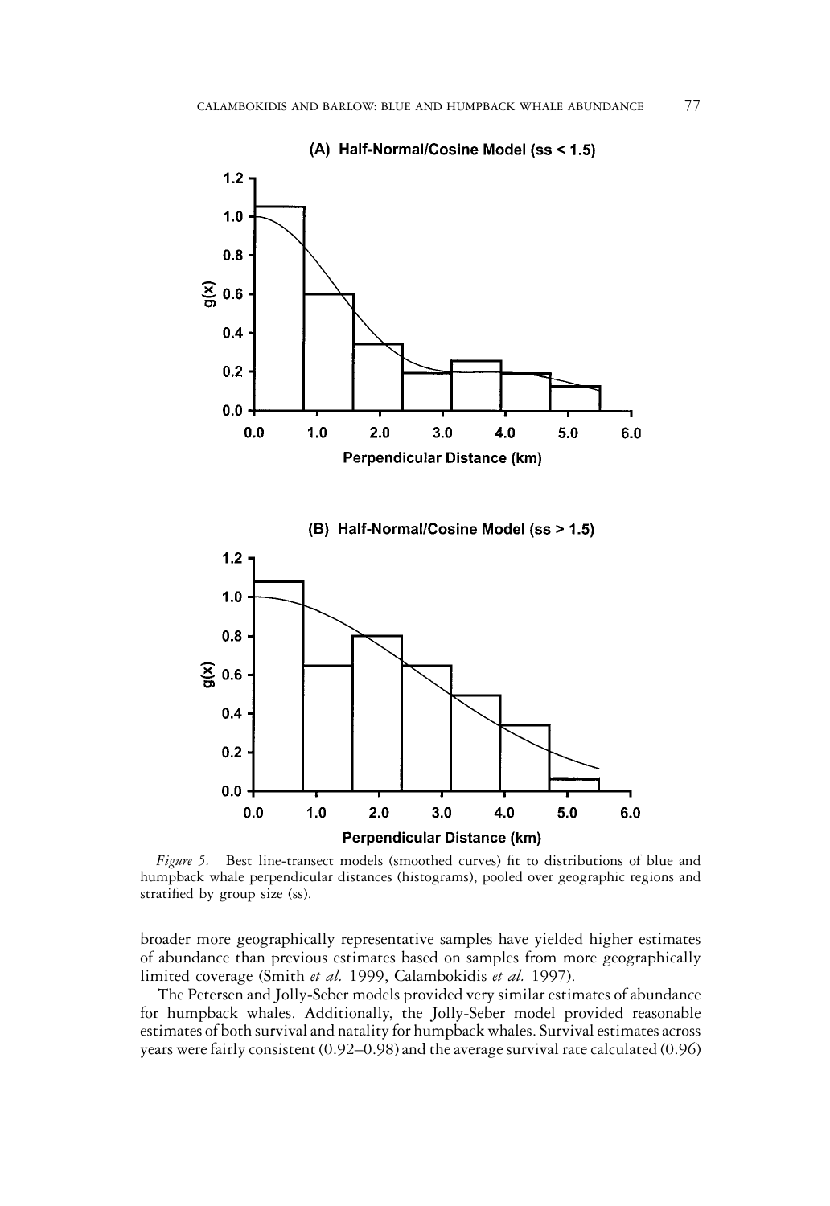*Figure 5.* Best line-transect models (smoothed curves) fit to distributions of blue and humpback whale perpendicular distances (histograms), pooled over geographic regions and stratified by group size (ss).

broader more geographically representative samples have yielded higher estimates of abundance than previous estimates based on samples from more geographically limited coverage (Smith *et al.* 1999, Calambokidis *et al.* 1997).

The Petersen and Jolly-Seber models provided very similar estimates of abundance for humpback whales. Additionally, the Jolly-Seber model provided reasonable estimates of both survival and natality for humpback whales. Survival estimates across years were fairly consistent (0.92–0.98) and the average survival rate calculated (0.96)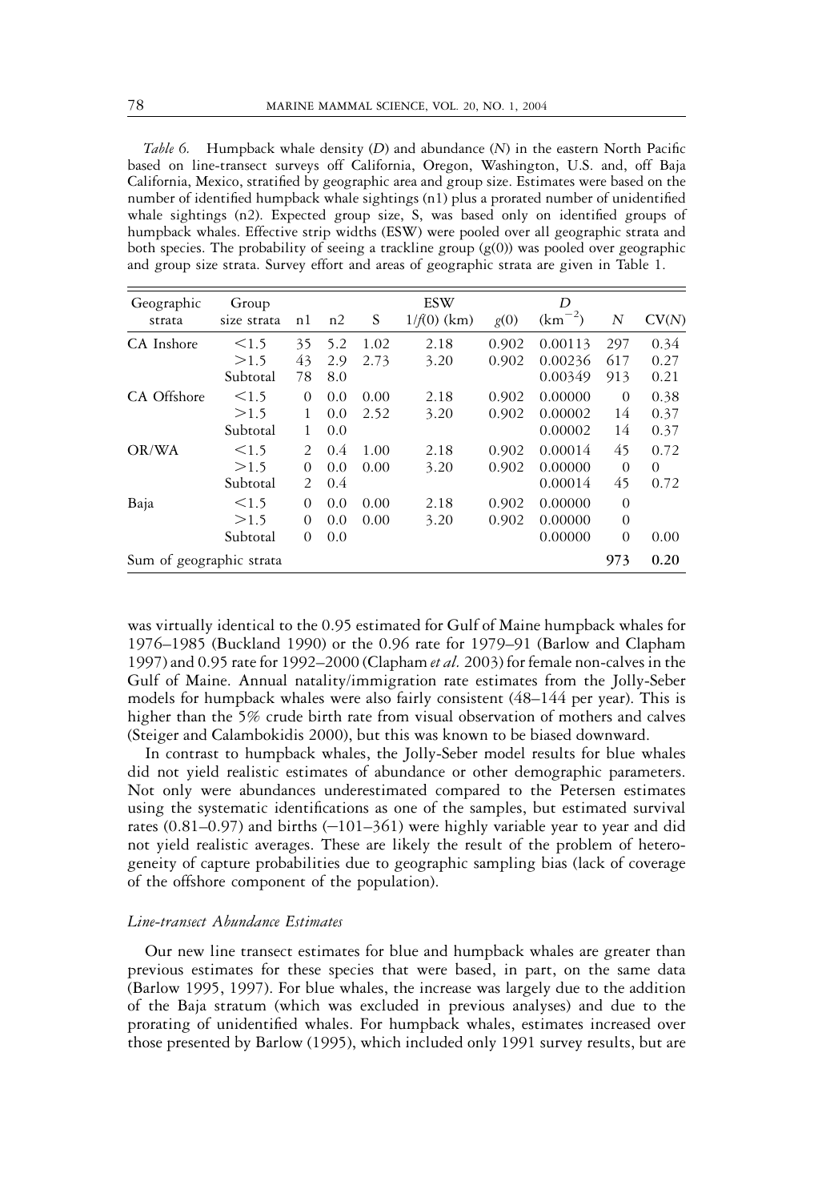*Table 6.* Humpback whale density ($D$) and abundance ($N$) in the eastern North Pacific based on line-transect surveys off California, Oregon, Washington, U.S. and, off Baja California, Mexico, stratified by geographic area and group size. Estimates were based on the number of identified humpback whale sightings (n1) plus a prorated number of unidentified whale sightings (n2). Expected group size, S, was based only on identified groups of humpback whales. Effective strip widths (ESW) were pooled over all geographic strata and both species. The probability of seeing a trackline group ($g(0)$) was pooled over geographic and group size strata. Survey effort and areas of geographic strata are given in Table 1.

| Geographic strata | Group size strata | n1 | n2 | S | ESW $1/f(0)$ (km) | $g(0)$ | $D$ (km$^{-2}$) | $N$ | CV($N$) |
|---|---|---|---|---|---|---|---|---|---|
| CA Inshore | <1.5 | 35 | 5.2 | 1.02 | 2.18 | 0.902 | 0.00113 | 297 | 0.34 |
| | >1.5 | 43 | 2.9 | 2.73 | 3.20 | 0.902 | 0.00236 | 617 | 0.27 |
| | Subtotal | 78 | 8.0 | | | | 0.00349 | 913 | 0.21 |
| CA Offshore | <1.5 | 0 | 0.0 | 0.00 | 2.18 | 0.902 | 0.00000 | 0 | 0.38 |
| | >1.5 | 1 | 0.0 | 2.52 | 3.20 | 0.902 | 0.00002 | 14 | 0.37 |
| | Subtotal | 1 | 0.0 | | | | 0.00002 | 14 | 0.37 |
| OR/WA | <1.5 | 2 | 0.4 | 1.00 | 2.18 | 0.902 | 0.00014 | 45 | 0.72 |
| | >1.5 | 0 | 0.0 | 0.00 | 3.20 | 0.902 | 0.00000 | 0 | 0 |
| | Subtotal | 2 | 0.4 | | | | 0.00014 | 45 | 0.72 |
| Baja | <1.5 | 0 | 0.0 | 0.00 | 2.18 | 0.902 | 0.00000 | 0 | |
| | >1.5 | 0 | 0.0 | 0.00 | 3.20 | 0.902 | 0.00000 | 0 | |
| | Subtotal | 0 | 0.0 | | | | 0.00000 | 0 | 0.00 |
| Sum of geographic strata | | | | | | | | **973** | **0.20** |

was virtually identical to the 0.95 estimated for Gulf of Maine humpback whales for 1976–1985 (Buckland 1990) or the 0.96 rate for 1979–91 (Barlow and Clapham 1997) and 0.95 rate for 1992–2000 (Clapham *et al.* 2003) for female non-calves in the Gulf of Maine. Annual natality/immigration rate estimates from the Jolly-Seber models for humpback whales were also fairly consistent (48–144 per year). This is higher than the 5% crude birth rate from visual observation of mothers and calves (Steiger and Calambokidis 2000), but this was known to be biased downward.

In contrast to humpback whales, the Jolly-Seber model results for blue whales did not yield realistic estimates of abundance or other demographic parameters. Not only were abundances underestimated compared to the Petersen estimates using the systematic identifications as one of the samples, but estimated survival rates (0.81–0.97) and births (−101–361) were highly variable year to year and did not yield realistic averages. These are likely the result of the problem of heterogeneity of capture probabilities due to geographic sampling bias (lack of coverage of the offshore component of the population).

### *Line-transect Abundance Estimates*

Our new line transect estimates for blue and humpback whales are greater than previous estimates for these species that were based, in part, on the same data (Barlow 1995, 1997). For blue whales, the increase was largely due to the addition of the Baja stratum (which was excluded in previous analyses) and due to the prorating of unidentified whales. For humpback whales, estimates increased over those presented by Barlow (1995), which included only 1991 survey results, but are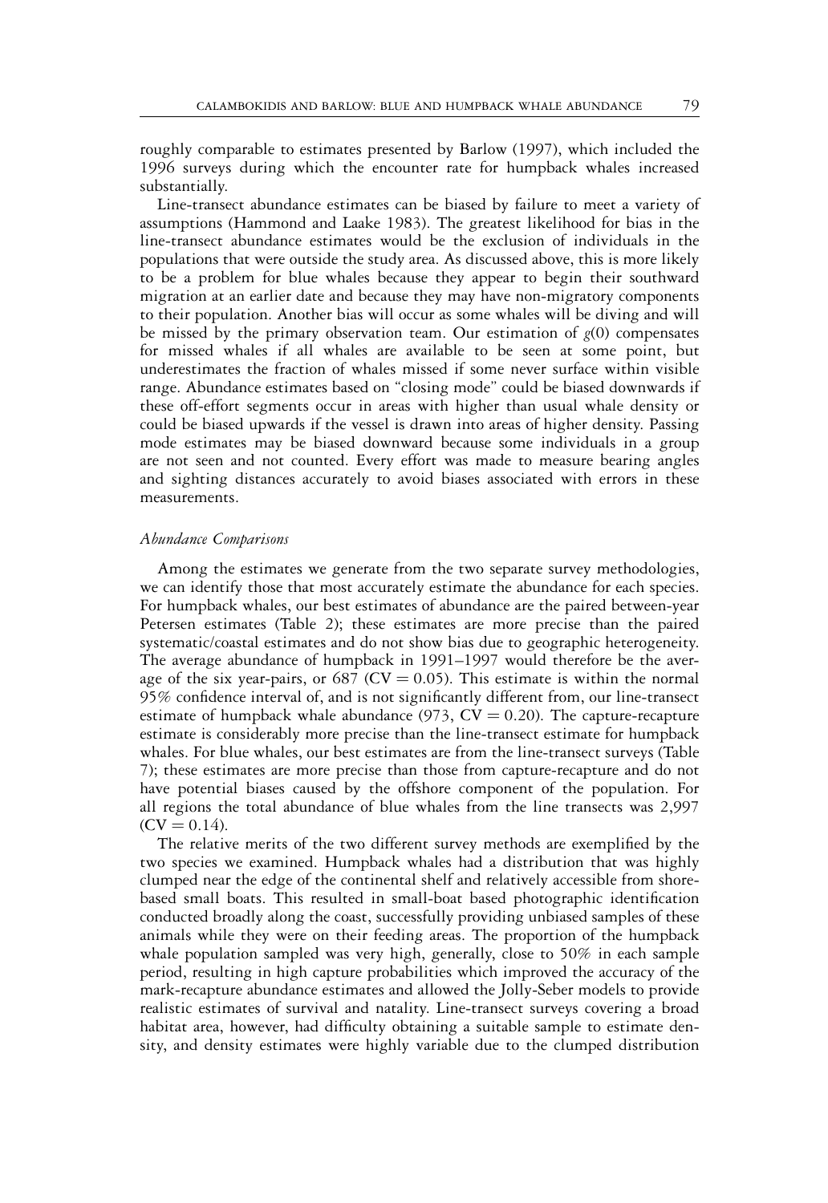roughly comparable to estimates presented by Barlow (1997), which included the 1996 surveys during which the encounter rate for humpback whales increased substantially.

Line-transect abundance estimates can be biased by failure to meet a variety of assumptions (Hammond and Laake 1983). The greatest likelihood for bias in the line-transect abundance estimates would be the exclusion of individuals in the populations that were outside the study area. As discussed above, this is more likely to be a problem for blue whales because they appear to begin their southward migration at an earlier date and because they may have non-migratory components to their population. Another bias will occur as some whales will be diving and will be missed by the primary observation team. Our estimation of $g(0)$ compensates for missed whales if all whales are available to be seen at some point, but underestimates the fraction of whales missed if some never surface within visible range. Abundance estimates based on "closing mode" could be biased downwards if these off-effort segments occur in areas with higher than usual whale density or could be biased upwards if the vessel is drawn into areas of higher density. Passing mode estimates may be biased downward because some individuals in a group are not seen and not counted. Every effort was made to measure bearing angles and sighting distances accurately to avoid biases associated with errors in these measurements.

### *Abundance Comparisons*

Among the estimates we generate from the two separate survey methodologies, we can identify those that most accurately estimate the abundance for each species. For humpback whales, our best estimates of abundance are the paired between-year Petersen estimates (Table 2); these estimates are more precise than the paired systematic/coastal estimates and do not show bias due to geographic heterogeneity. The average abundance of humpback in 1991–1997 would therefore be the average of the six year-pairs, or 687 ($CV = 0.05$). This estimate is within the normal 95% confidence interval of, and is not significantly different from, our line-transect estimate of humpback whale abundance (973, $CV = 0.20$). The capture-recapture estimate is considerably more precise than the line-transect estimate for humpback whales. For blue whales, our best estimates are from the line-transect surveys (Table 7); these estimates are more precise than those from capture-recapture and do not have potential biases caused by the offshore component of the population. For all regions the total abundance of blue whales from the line transects was 2,997 ($CV = 0.14$).

The relative merits of the two different survey methods are exemplified by the two species we examined. Humpback whales had a distribution that was highly clumped near the edge of the continental shelf and relatively accessible from shore-based small boats. This resulted in small-boat based photographic identification conducted broadly along the coast, successfully providing unbiased samples of these animals while they were on their feeding areas. The proportion of the humpback whale population sampled was very high, generally, close to 50% in each sample period, resulting in high capture probabilities which improved the accuracy of the mark-recapture abundance estimates and allowed the Jolly-Seber models to provide realistic estimates of survival and natality. Line-transect surveys covering a broad habitat area, however, had difficulty obtaining a suitable sample to estimate density, and density estimates were highly variable due to the clumped distribution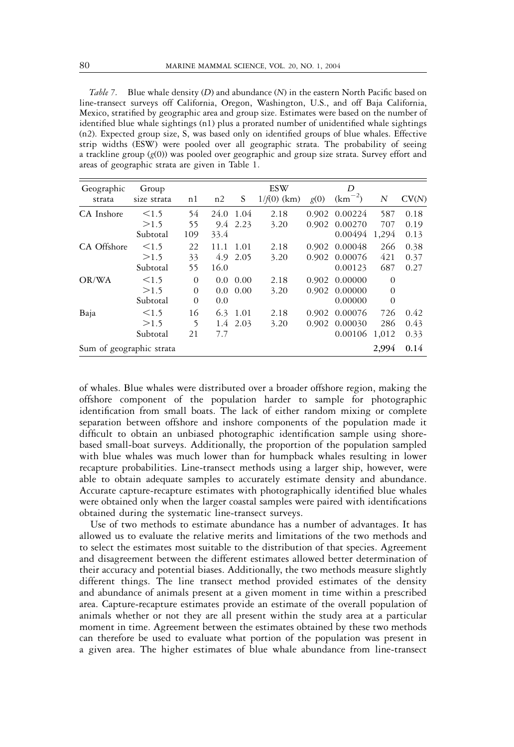*Table 7.* Blue whale density ($D$) and abundance ($N$) in the eastern North Pacific based on line-transect surveys off California, Oregon, Washington, U.S., and off Baja California, Mexico, stratified by geographic area and group size. Estimates were based on the number of identified blue whale sightings (n1) plus a prorated number of unidentified whale sightings (n2). Expected group size, S, was based only on identified groups of blue whales. Effective strip widths (ESW) were pooled over all geographic strata. The probability of seeing a trackline group ($g(0)$) was pooled over geographic and group size strata. Survey effort and areas of geographic strata are given in Table 1.

| Geographic strata | Group size strata | n1 | n2 | S | ESW $1/f(0)$ (km) | $g(0)$ | $D$ (km$^{-2}$) | $N$ | CV($N$) |
|---|---|---|---|---|---|---|---|---|---|
| CA Inshore | <1.5 | 54 | 24.0 | 1.04 | 2.18 | 0.902 | 0.00224 | 587 | 0.18 |
| | >1.5 | 55 | 9.4 | 2.23 | 3.20 | 0.902 | 0.00270 | 707 | 0.19 |
| | Subtotal | 109 | 33.4 | | | | 0.00494 | 1,294 | 0.13 |
| CA Offshore | <1.5 | 22 | 11.1 | 1.01 | 2.18 | 0.902 | 0.00048 | 266 | 0.38 |
| | >1.5 | 33 | 4.9 | 2.05 | 3.20 | 0.902 | 0.00076 | 421 | 0.37 |
| | Subtotal | 55 | 16.0 | | | | 0.00123 | 687 | 0.27 |
| OR/WA | <1.5 | 0 | 0.0 | 0.00 | 2.18 | 0.902 | 0.00000 | 0 | |
| | >1.5 | 0 | 0.0 | 0.00 | 3.20 | 0.902 | 0.00000 | 0 | |
| | Subtotal | 0 | 0.0 | | | | 0.00000 | 0 | |
| Baja | <1.5 | 16 | 6.3 | 1.01 | 2.18 | 0.902 | 0.00076 | 726 | 0.42 |
| | >1.5 | 5 | 1.4 | 2.03 | 3.20 | 0.902 | 0.00030 | 286 | 0.43 |
| | Subtotal | 21 | 7.7 | | | | 0.00106 | 1,012 | 0.33 |
| Sum of geographic strata | | | | | | | | **2,994** | **0.14** |

of whales. Blue whales were distributed over a broader offshore region, making the offshore component of the population harder to sample for photographic identification from small boats. The lack of either random mixing or complete separation between offshore and inshore components of the population made it difficult to obtain an unbiased photographic identification sample using shore-based small-boat surveys. Additionally, the proportion of the population sampled with blue whales was much lower than for humpback whales resulting in lower recapture probabilities. Line-transect methods using a larger ship, however, were able to obtain adequate samples to accurately estimate density and abundance. Accurate capture-recapture estimates with photographically identified blue whales were obtained only when the larger coastal samples were paired with identifications obtained during the systematic line-transect surveys.

Use of two methods to estimate abundance has a number of advantages. It has allowed us to evaluate the relative merits and limitations of the two methods and to select the estimates most suitable to the distribution of that species. Agreement and disagreement between the different estimates allowed better determination of their accuracy and potential biases. Additionally, the two methods measure slightly different things. The line transect method provided estimates of the density and abundance of animals present at a given moment in time within a prescribed area. Capture-recapture estimates provide an estimate of the overall population of animals whether or not they are all present within the study area at a particular moment in time. Agreement between the estimates obtained by these two methods can therefore be used to evaluate what portion of the population was present in a given area. The higher estimates of blue whale abundance from line-transect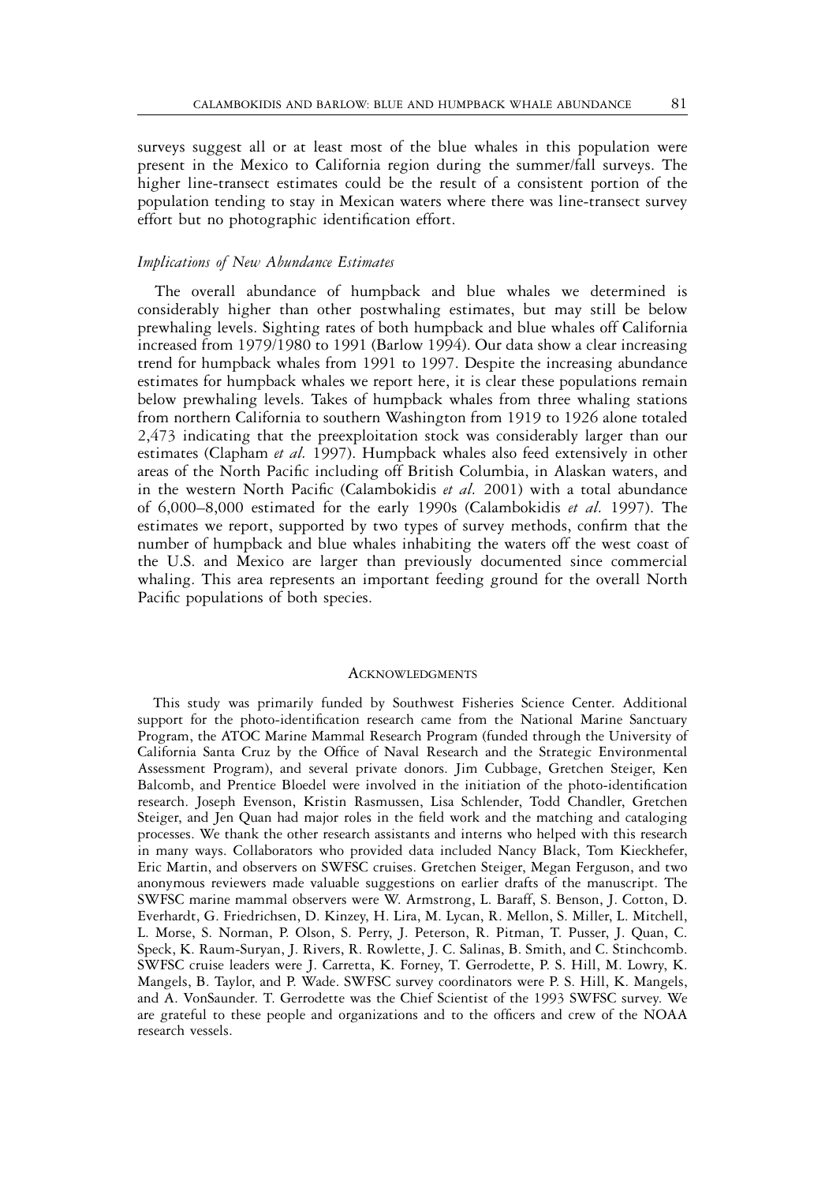surveys suggest all or at least most of the blue whales in this population were present in the Mexico to California region during the summer/fall surveys. The higher line-transect estimates could be the result of a consistent portion of the population tending to stay in Mexican waters where there was line-transect survey effort but no photographic identification effort.

### *Implications of New Abundance Estimates*

The overall abundance of humpback and blue whales we determined is considerably higher than other postwhaling estimates, but may still be below prewhaling levels. Sighting rates of both humpback and blue whales off California increased from 1979/1980 to 1991 (Barlow 1994). Our data show a clear increasing trend for humpback whales from 1991 to 1997. Despite the increasing abundance estimates for humpback whales we report here, it is clear these populations remain below prewhaling levels. Takes of humpback whales from three whaling stations from northern California to southern Washington from 1919 to 1926 alone totaled 2,473 indicating that the preexploitation stock was considerably larger than our estimates (Clapham *et al.* 1997). Humpback whales also feed extensively in other areas of the North Pacific including off British Columbia, in Alaskan waters, and in the western North Pacific (Calambokidis *et al.* 2001) with a total abundance of 6,000–8,000 estimated for the early 1990s (Calambokidis *et al.* 1997). The estimates we report, supported by two types of survey methods, confirm that the number of humpback and blue whales inhabiting the waters off the west coast of the U.S. and Mexico are larger than previously documented since commercial whaling. This area represents an important feeding ground for the overall North Pacific populations of both species.

## Acknowledgments

This study was primarily funded by Southwest Fisheries Science Center. Additional support for the photo-identification research came from the National Marine Sanctuary Program, the ATOC Marine Mammal Research Program (funded through the University of California Santa Cruz by the Office of Naval Research and the Strategic Environmental Assessment Program), and several private donors. Jim Cubbage, Gretchen Steiger, Ken Balcomb, and Prentice Bloedel were involved in the initiation of the photo-identification research. Joseph Evenson, Kristin Rasmussen, Lisa Schlender, Todd Chandler, Gretchen Steiger, and Jen Quan had major roles in the field work and the matching and cataloging processes. We thank the other research assistants and interns who helped with this research in many ways. Collaborators who provided data included Nancy Black, Tom Kieckhefer, Eric Martin, and observers on SWFSC cruises. Gretchen Steiger, Megan Ferguson, and two anonymous reviewers made valuable suggestions on earlier drafts of the manuscript. The SWFSC marine mammal observers were W. Armstrong, L. Baraff, S. Benson, J. Cotton, D. Everhardt, G. Friedrichsen, D. Kinzey, H. Lira, M. Lycan, R. Mellon, S. Miller, L. Mitchell, L. Morse, S. Norman, P. Olson, S. Perry, J. Peterson, R. Pitman, T. Pusser, J. Quan, C. Speck, K. Raum-Suryan, J. Rivers, R. Rowlette, J. C. Salinas, B. Smith, and C. Stinchcomb. SWFSC cruise leaders were J. Carretta, K. Forney, T. Gerrodette, P. S. Hill, M. Lowry, K. Mangels, B. Taylor, and P. Wade. SWFSC survey coordinators were P. S. Hill, K. Mangels, and A. VonSaunder. T. Gerrodette was the Chief Scientist of the 1993 SWFSC survey. We are grateful to these people and organizations and to the officers and crew of the NOAA research vessels.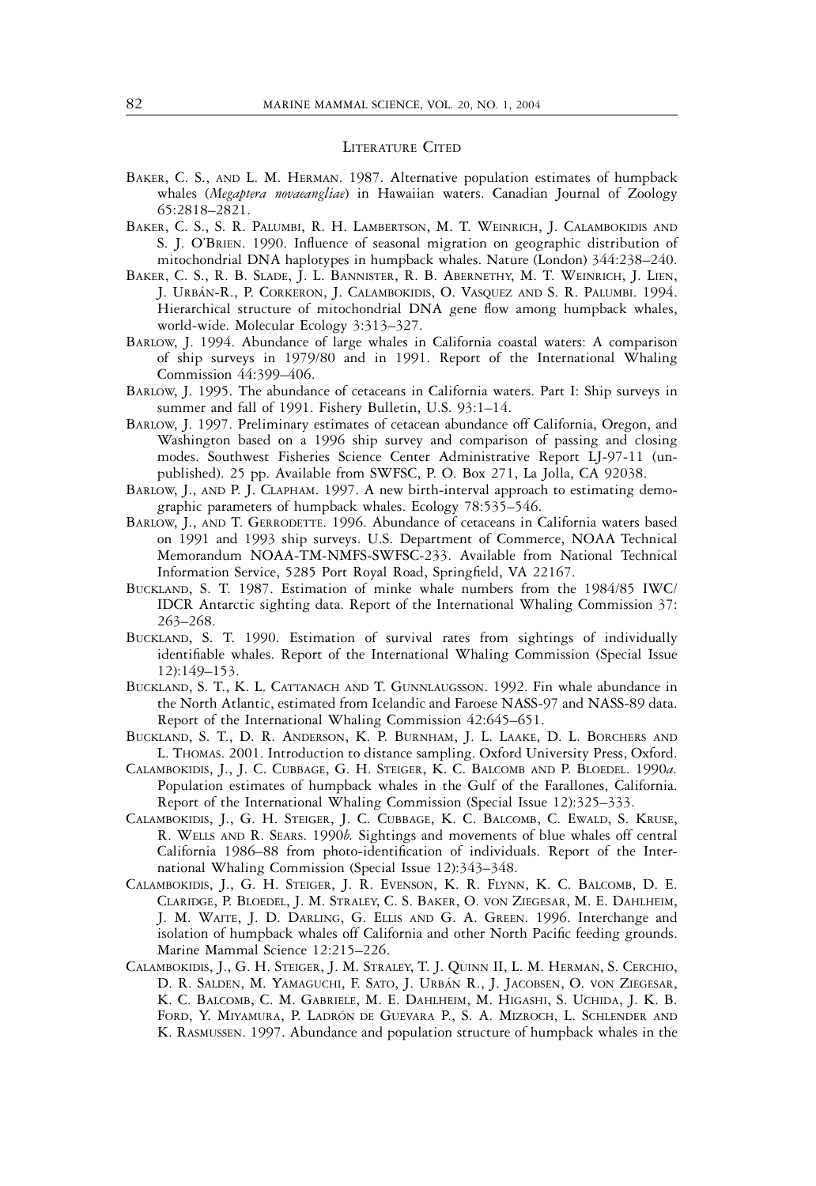## Literature Cited

Baker, C. S., and L. M. Herman. 1987. Alternative population estimates of humpback whales (*Megaptera novaeangliae*) in Hawaiian waters. Canadian Journal of Zoology 65:2818–2821.

Baker, C. S., S. R. Palumbi, R. H. Lambertson, M. T. Weinrich, J. Calambokidis and S. J. O'Brien. 1990. Influence of seasonal migration on geographic distribution of mitochondrial DNA haplotypes in humpback whales. Nature (London) 344:238–240.

Baker, C. S., R. B. Slade, J. L. Bannister, R. B. Abernethy, M. T. Weinrich, J. Lien, J. Urbán-R., P. Corkeron, J. Calambokidis, O. Vasquez and S. R. Palumbi. 1994. Hierarchical structure of mitochondrial DNA gene flow among humpback whales, world-wide. Molecular Ecology 3:313–327.

Barlow, J. 1994. Abundance of large whales in California coastal waters: A comparison of ship surveys in 1979/80 and in 1991. Report of the International Whaling Commission 44:399–406.

Barlow, J. 1995. The abundance of cetaceans in California waters. Part I: Ship surveys in summer and fall of 1991. Fishery Bulletin, U.S. 93:1–14.

Barlow, J. 1997. Preliminary estimates of cetacean abundance off California, Oregon, and Washington based on a 1996 ship survey and comparison of passing and closing modes. Southwest Fisheries Science Center Administrative Report LJ-97-11 (unpublished). 25 pp. Available from SWFSC, P. O. Box 271, La Jolla, CA 92038.

Barlow, J., and P. J. Clapham. 1997. A new birth-interval approach to estimating demographic parameters of humpback whales. Ecology 78:535–546.

Barlow, J., and T. Gerrodette. 1996. Abundance of cetaceans in California waters based on 1991 and 1993 ship surveys. U.S. Department of Commerce, NOAA Technical Memorandum NOAA-TM-NMFS-SWFSC-233. Available from National Technical Information Service, 5285 Port Royal Road, Springfield, VA 22167.

Buckland, S. T. 1987. Estimation of minke whale numbers from the 1984/85 IWC/IDCR Antarctic sighting data. Report of the International Whaling Commission 37: 263–268.

Buckland, S. T. 1990. Estimation of survival rates from sightings of individually identifiable whales. Report of the International Whaling Commission (Special Issue 12):149–153.

Buckland, S. T., K. L. Cattanach and T. Gunnlaugsson. 1992. Fin whale abundance in the North Atlantic, estimated from Icelandic and Faroese NASS-97 and NASS-89 data. Report of the International Whaling Commission 42:645–651.

Buckland, S. T., D. R. Anderson, K. P. Burnham, J. L. Laake, D. L. Borchers and L. Thomas. 2001. Introduction to distance sampling. Oxford University Press, Oxford.

Calambokidis, J., J. C. Cubbage, G. H. Steiger, K. C. Balcomb and P. Bloedel. 1990*a*. Population estimates of humpback whales in the Gulf of the Farallones, California. Report of the International Whaling Commission (Special Issue 12):325–333.

Calambokidis, J., G. H. Steiger, J. C. Cubbage, K. C. Balcomb, C. Ewald, S. Kruse, R. Wells and R. Sears. 1990*b*. Sightings and movements of blue whales off central California 1986–88 from photo-identification of individuals. Report of the International Whaling Commission (Special Issue 12):343–348.

Calambokidis, J., G. H. Steiger, J. R. Evenson, K. R. Flynn, K. C. Balcomb, D. E. Claridge, P. Bloedel, J. M. Straley, C. S. Baker, O. von Ziegesar, M. E. Dahlheim, J. M. Waite, J. D. Darling, G. Ellis and G. A. Green. 1996. Interchange and isolation of humpback whales off California and other North Pacific feeding grounds. Marine Mammal Science 12:215–226.

Calambokidis, J., G. H. Steiger, J. M. Straley, T. J. Quinn II, L. M. Herman, S. Cerchio, D. R. Salden, M. Yamaguchi, F. Sato, J. Urbán R., J. Jacobsen, O. von Ziegesar, K. C. Balcomb, C. M. Gabriele, M. E. Dahlheim, M. Higashi, S. Uchida, J. K. B. Ford, Y. Miyamura, P. Ladrón de Guevara P., S. A. Mizroch, L. Schlender and K. Rasmussen. 1997. Abundance and population structure of humpback whales in the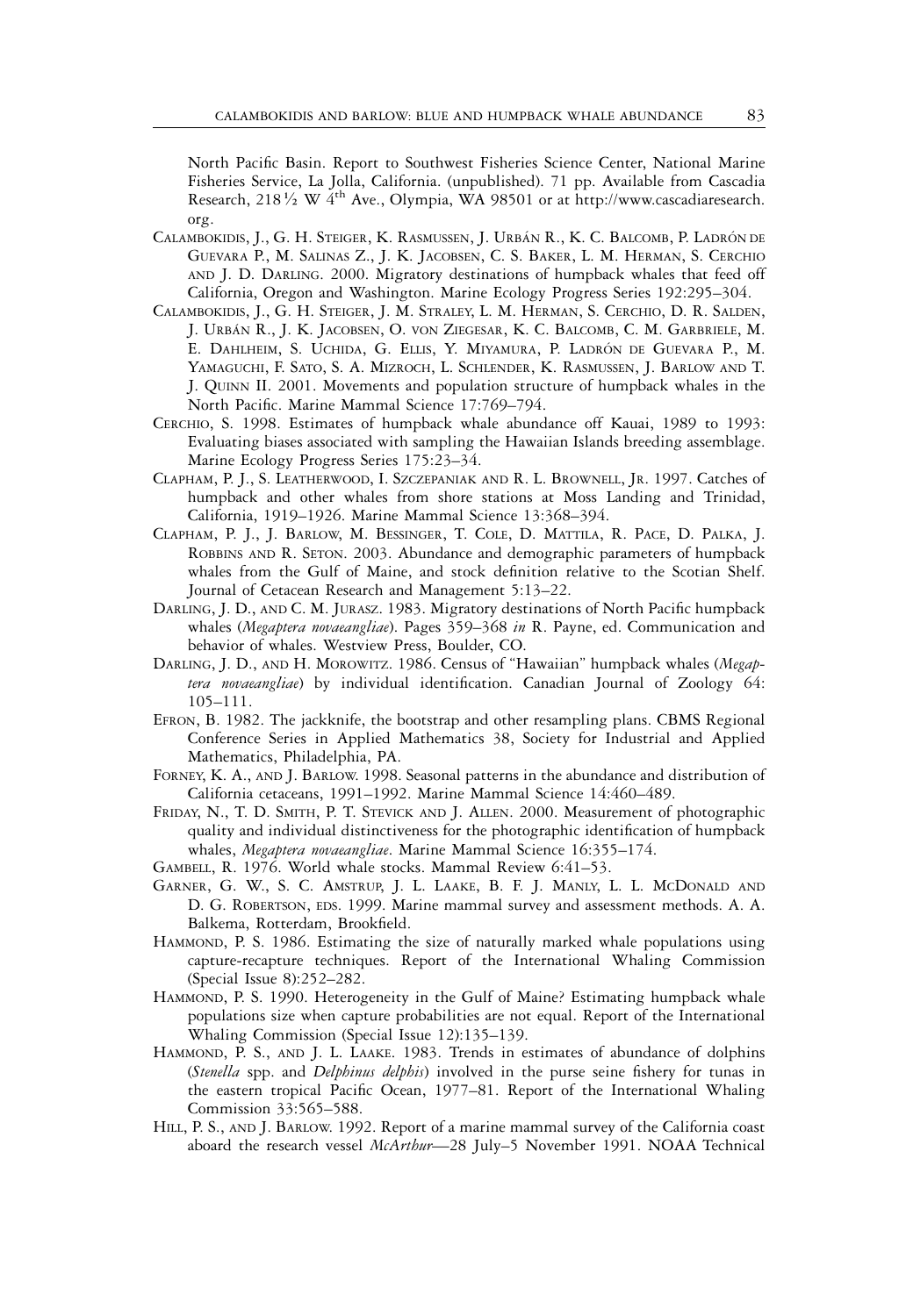North Pacific Basin. Report to Southwest Fisheries Science Center, National Marine Fisheries Service, La Jolla, California. (unpublished). 71 pp. Available from Cascadia Research, 218½ W 4th Ave., Olympia, WA 98501 or at http://www.cascadiaresearch.org.

CALAMBOKIDIS, J., G. H. STEIGER, K. RASMUSSEN, J. URBÁN R., K. C. BALCOMB, P. LADRÓN DE GUEVARA P., M. SALINAS Z., J. K. JACOBSEN, C. S. BAKER, L. M. HERMAN, S. CERCHIO AND J. D. DARLING. 2000. Migratory destinations of humpback whales that feed off California, Oregon and Washington. Marine Ecology Progress Series 192:295–304.

CALAMBOKIDIS, J., G. H. STEIGER, J. M. STRALEY, L. M. HERMAN, S. CERCHIO, D. R. SALDEN, J. URBÁN R., J. K. JACOBSEN, O. VON ZIEGESAR, K. C. BALCOMB, C. M. GARBRIELE, M. E. DAHLHEIM, S. UCHIDA, G. ELLIS, Y. MIYAMURA, P. LADRÓN DE GUEVARA P., M. YAMAGUCHI, F. SATO, S. A. MIZROCH, L. SCHLENDER, K. RASMUSSEN, J. BARLOW AND T. J. QUINN II. 2001. Movements and population structure of humpback whales in the North Pacific. Marine Mammal Science 17:769–794.

CERCHIO, S. 1998. Estimates of humpback whale abundance off Kauai, 1989 to 1993: Evaluating biases associated with sampling the Hawaiian Islands breeding assemblage. Marine Ecology Progress Series 175:23–34.

CLAPHAM, P. J., S. LEATHERWOOD, I. SZCZEPANIAK AND R. L. BROWNELL, JR. 1997. Catches of humpback and other whales from shore stations at Moss Landing and Trinidad, California, 1919–1926. Marine Mammal Science 13:368–394.

CLAPHAM, P. J., J. BARLOW, M. BESSINGER, T. COLE, D. MATTILA, R. PACE, D. PALKA, J. ROBBINS AND R. SETON. 2003. Abundance and demographic parameters of humpback whales from the Gulf of Maine, and stock definition relative to the Scotian Shelf. Journal of Cetacean Research and Management 5:13–22.

DARLING, J. D., AND C. M. JURASZ. 1983. Migratory destinations of North Pacific humpback whales (*Megaptera novaeangliae*). Pages 359–368 *in* R. Payne, ed. Communication and behavior of whales. Westview Press, Boulder, CO.

DARLING, J. D., AND H. MOROWITZ. 1986. Census of "Hawaiian" humpback whales (*Megaptera novaeangliae*) by individual identification. Canadian Journal of Zoology 64: 105–111.

EFRON, B. 1982. The jackknife, the bootstrap and other resampling plans. CBMS Regional Conference Series in Applied Mathematics 38, Society for Industrial and Applied Mathematics, Philadelphia, PA.

FORNEY, K. A., AND J. BARLOW. 1998. Seasonal patterns in the abundance and distribution of California cetaceans, 1991–1992. Marine Mammal Science 14:460–489.

FRIDAY, N., T. D. SMITH, P. T. STEVICK AND J. ALLEN. 2000. Measurement of photographic quality and individual distinctiveness for the photographic identification of humpback whales, *Megaptera novaeangliae*. Marine Mammal Science 16:355–174.

GAMBELL, R. 1976. World whale stocks. Mammal Review 6:41–53.

GARNER, G. W., S. C. AMSTRUP, J. L. LAAKE, B. F. J. MANLY, L. L. MCDONALD AND D. G. ROBERTSON, EDS. 1999. Marine mammal survey and assessment methods. A. A. Balkema, Rotterdam, Brookfield.

HAMMOND, P. S. 1986. Estimating the size of naturally marked whale populations using capture-recapture techniques. Report of the International Whaling Commission (Special Issue 8):252–282.

HAMMOND, P. S. 1990. Heterogeneity in the Gulf of Maine? Estimating humpback whale populations size when capture probabilities are not equal. Report of the International Whaling Commission (Special Issue 12):135–139.

HAMMOND, P. S., AND J. L. LAAKE. 1983. Trends in estimates of abundance of dolphins (*Stenella* spp. and *Delphinus delphis*) involved in the purse seine fishery for tunas in the eastern tropical Pacific Ocean, 1977–81. Report of the International Whaling Commission 33:565–588.

HILL, P. S., AND J. BARLOW. 1992. Report of a marine mammal survey of the California coast aboard the research vessel *McArthur*—28 July–5 November 1991. NOAA Technical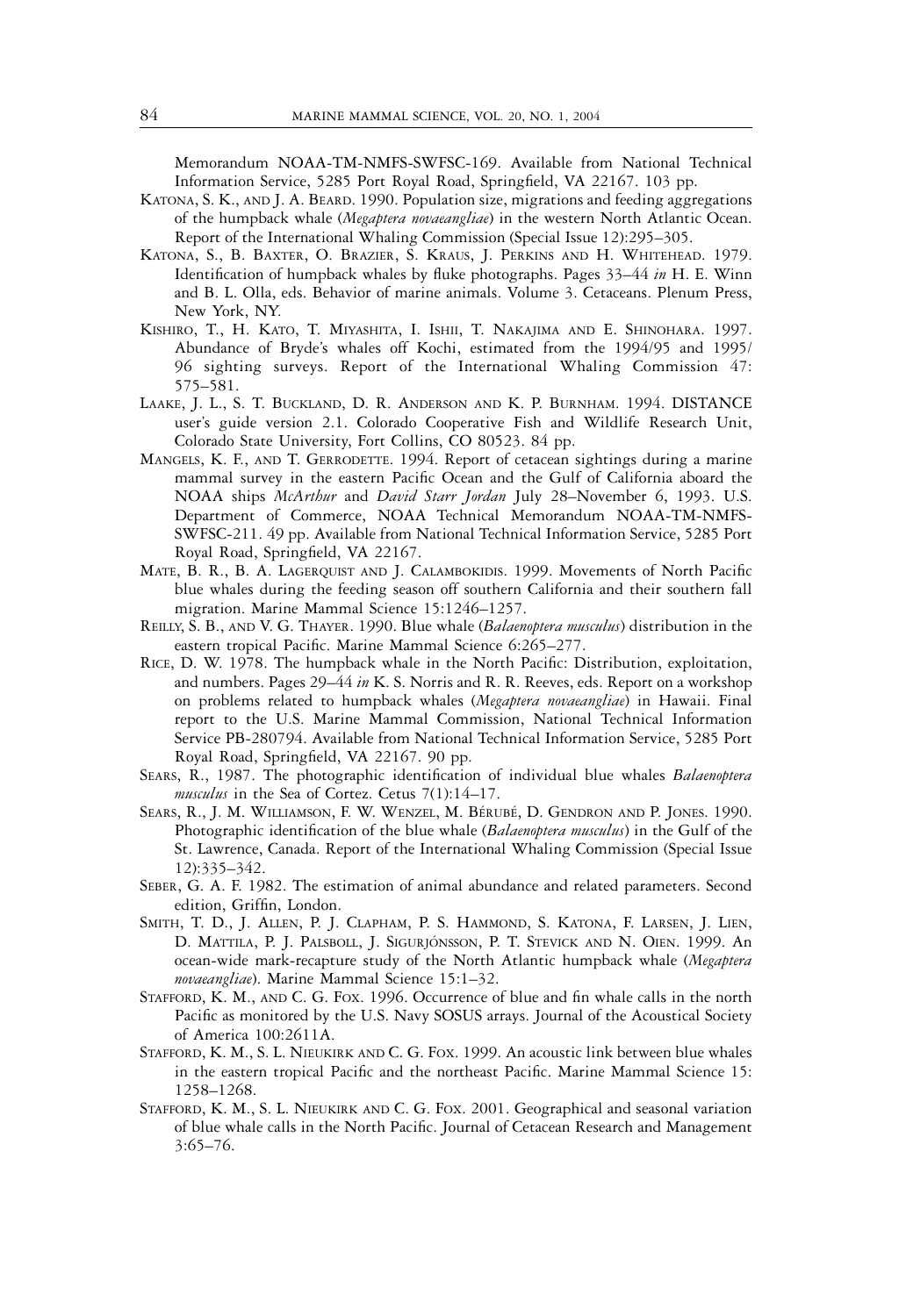Memorandum NOAA-TM-NMFS-SWFSC-169. Available from National Technical Information Service, 5285 Port Royal Road, Springfield, VA 22167. 103 pp.

Katona, S. K., and J. A. Beard. 1990. Population size, migrations and feeding aggregations of the humpback whale (*Megaptera novaeangliae*) in the western North Atlantic Ocean. Report of the International Whaling Commission (Special Issue 12):295–305.

Katona, S., B. Baxter, O. Brazier, S. Kraus, J. Perkins and H. Whitehead. 1979. Identification of humpback whales by fluke photographs. Pages 33–44 *in* H. E. Winn and B. L. Olla, eds. Behavior of marine animals. Volume 3. Cetaceans. Plenum Press, New York, NY.

Kishiro, T., H. Kato, T. Miyashita, I. Ishii, T. Nakajima and E. Shinohara. 1997. Abundance of Bryde's whales off Kochi, estimated from the 1994/95 and 1995/96 sighting surveys. Report of the International Whaling Commission 47: 575–581.

Laake, J. L., S. T. Buckland, D. R. Anderson and K. P. Burnham. 1994. DISTANCE user's guide version 2.1. Colorado Cooperative Fish and Wildlife Research Unit, Colorado State University, Fort Collins, CO 80523. 84 pp.

Mangels, K. F., and T. Gerrodette. 1994. Report of cetacean sightings during a marine mammal survey in the eastern Pacific Ocean and the Gulf of California aboard the NOAA ships *McArthur* and *David Starr Jordan* July 28–November 6, 1993. U.S. Department of Commerce, NOAA Technical Memorandum NOAA-TM-NMFS-SWFSC-211. 49 pp. Available from National Technical Information Service, 5285 Port Royal Road, Springfield, VA 22167.

Mate, B. R., B. A. Lagerquist and J. Calambokidis. 1999. Movements of North Pacific blue whales during the feeding season off southern California and their southern fall migration. Marine Mammal Science 15:1246–1257.

Reilly, S. B., and V. G. Thayer. 1990. Blue whale (*Balaenoptera musculus*) distribution in the eastern tropical Pacific. Marine Mammal Science 6:265–277.

Rice, D. W. 1978. The humpback whale in the North Pacific: Distribution, exploitation, and numbers. Pages 29–44 *in* K. S. Norris and R. R. Reeves, eds. Report on a workshop on problems related to humpback whales (*Megaptera novaeangliae*) in Hawaii. Final report to the U.S. Marine Mammal Commission, National Technical Information Service PB-280794. Available from National Technical Information Service, 5285 Port Royal Road, Springfield, VA 22167. 90 pp.

Sears, R., 1987. The photographic identification of individual blue whales *Balaenoptera musculus* in the Sea of Cortez. Cetus 7(1):14–17.

Sears, R., J. M. Williamson, F. W. Wenzel, M. Bérubé, D. Gendron and P. Jones. 1990. Photographic identification of the blue whale (*Balaenoptera musculus*) in the Gulf of the St. Lawrence, Canada. Report of the International Whaling Commission (Special Issue 12):335–342.

Seber, G. A. F. 1982. The estimation of animal abundance and related parameters. Second edition, Griffin, London.

Smith, T. D., J. Allen, P. J. Clapham, P. S. Hammond, S. Katona, F. Larsen, J. Lien, D. Mattila, P. J. Palsboll, J. Sigurjónsson, P. T. Stevick and N. Oien. 1999. An ocean-wide mark-recapture study of the North Atlantic humpback whale (*Megaptera novaeangliae*). Marine Mammal Science 15:1–32.

Stafford, K. M., and C. G. Fox. 1996. Occurrence of blue and fin whale calls in the north Pacific as monitored by the U.S. Navy SOSUS arrays. Journal of the Acoustical Society of America 100:2611A.

Stafford, K. M., S. L. Nieukirk and C. G. Fox. 1999. An acoustic link between blue whales in the eastern tropical Pacific and the northeast Pacific. Marine Mammal Science 15: 1258–1268.

Stafford, K. M., S. L. Nieukirk and C. G. Fox. 2001. Geographical and seasonal variation of blue whale calls in the North Pacific. Journal of Cetacean Research and Management 3:65–76.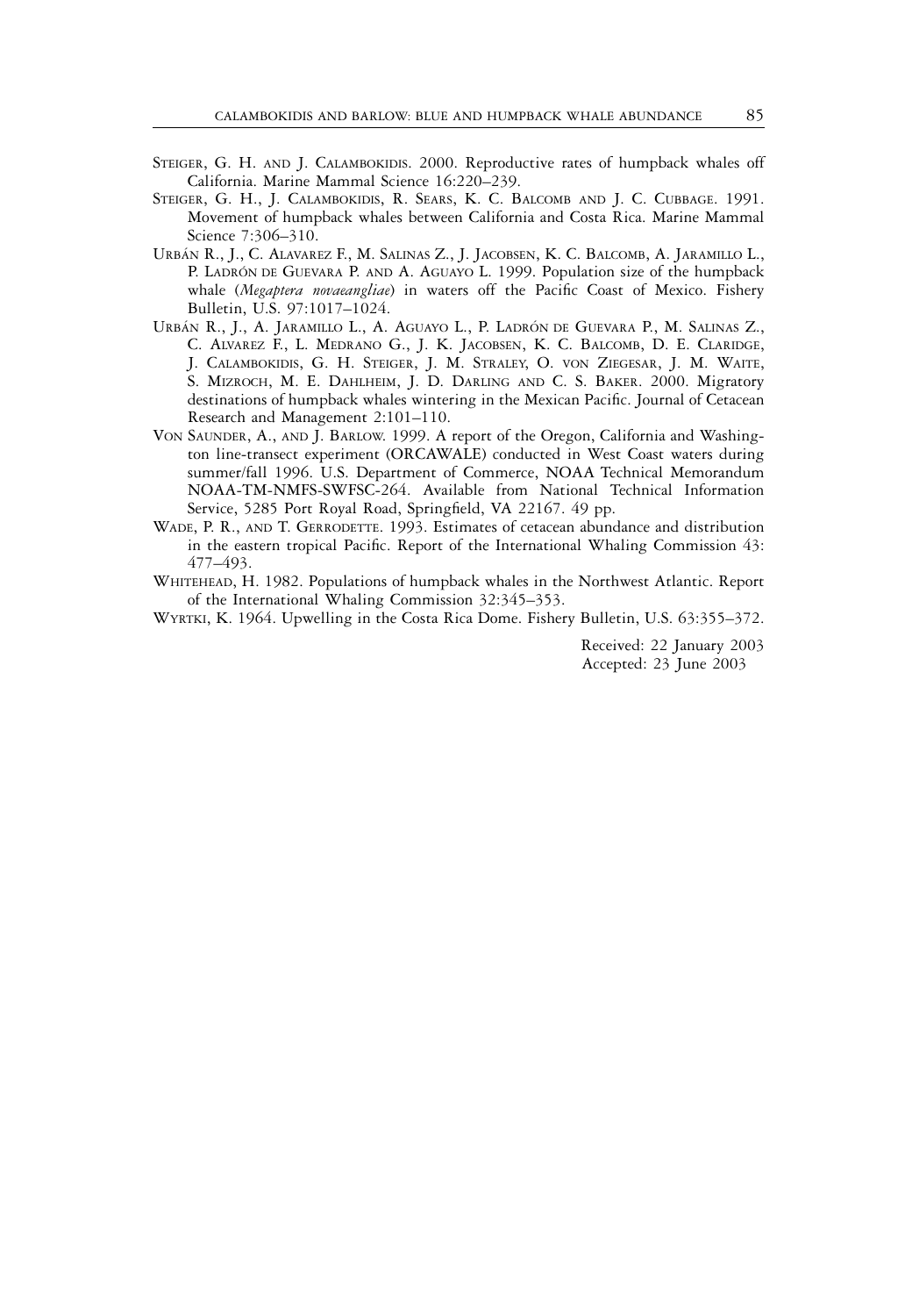STEIGER, G. H. AND J. CALAMBOKIDIS. 2000. Reproductive rates of humpback whales off California. Marine Mammal Science 16:220–239.

STEIGER, G. H., J. CALAMBOKIDIS, R. SEARS, K. C. BALCOMB AND J. C. CUBBAGE. 1991. Movement of humpback whales between California and Costa Rica. Marine Mammal Science 7:306–310.

URBÁN R., J., C. ALAVAREZ F., M. SALINAS Z., J. JACOBSEN, K. C. BALCOMB, A. JARAMILLO L., P. LADRÓN DE GUEVARA P. AND A. AGUAYO L. 1999. Population size of the humpback whale (*Megaptera novaeangliae*) in waters off the Pacific Coast of Mexico. Fishery Bulletin, U.S. 97:1017–1024.

URBÁN R., J., A. JARAMILLO L., A. AGUAYO L., P. LADRÓN DE GUEVARA P., M. SALINAS Z., C. ALVAREZ F., L. MEDRANO G., J. K. JACOBSEN, K. C. BALCOMB, D. E. CLARIDGE, J. CALAMBOKIDIS, G. H. STEIGER, J. M. STRALEY, O. VON ZIEGESAR, J. M. WAITE, S. MIZROCH, M. E. DAHLHEIM, J. D. DARLING AND C. S. BAKER. 2000. Migratory destinations of humpback whales wintering in the Mexican Pacific. Journal of Cetacean Research and Management 2:101–110.

VON SAUNDER, A., AND J. BARLOW. 1999. A report of the Oregon, California and Washington line-transect experiment (ORCAWALE) conducted in West Coast waters during summer/fall 1996. U.S. Department of Commerce, NOAA Technical Memorandum NOAA-TM-NMFS-SWFSC-264. Available from National Technical Information Service, 5285 Port Royal Road, Springfield, VA 22167. 49 pp.

WADE, P. R., AND T. GERRODETTE. 1993. Estimates of cetacean abundance and distribution in the eastern tropical Pacific. Report of the International Whaling Commission 43: 477–493.

WHITEHEAD, H. 1982. Populations of humpback whales in the Northwest Atlantic. Report of the International Whaling Commission 32:345–353.

WYRTKI, K. 1964. Upwelling in the Costa Rica Dome. Fishery Bulletin, U.S. 63:355–372.

Received: 22 January 2003
Accepted: 23 June 2003